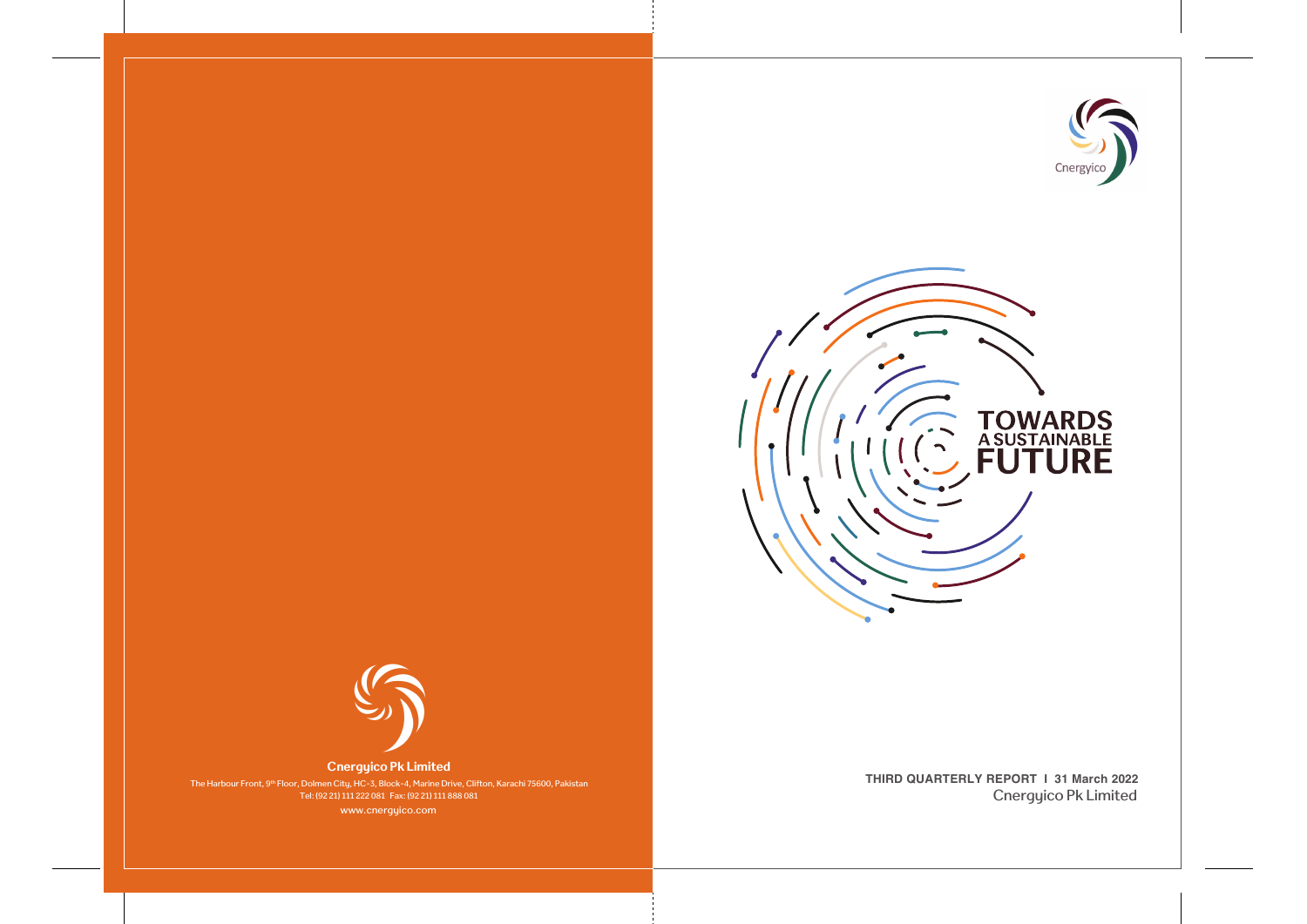Cnergyico

# TOWARDS A SUSTAINABLE FUTURE

**THIRD QUARTERLY REPORT | 31 March 2022**

Cnergyico Pk Limited

**Cnergyico Pk Limited**

The Harbour Front, 9th Floor, Dolmen City, HC-3, Block-4, Marine Drive, Clifton, Karachi 75600, Pakistan

Tel: (92 21) 111 222 081 Fax: (92 21) 111 888 081

www.cnergyico.com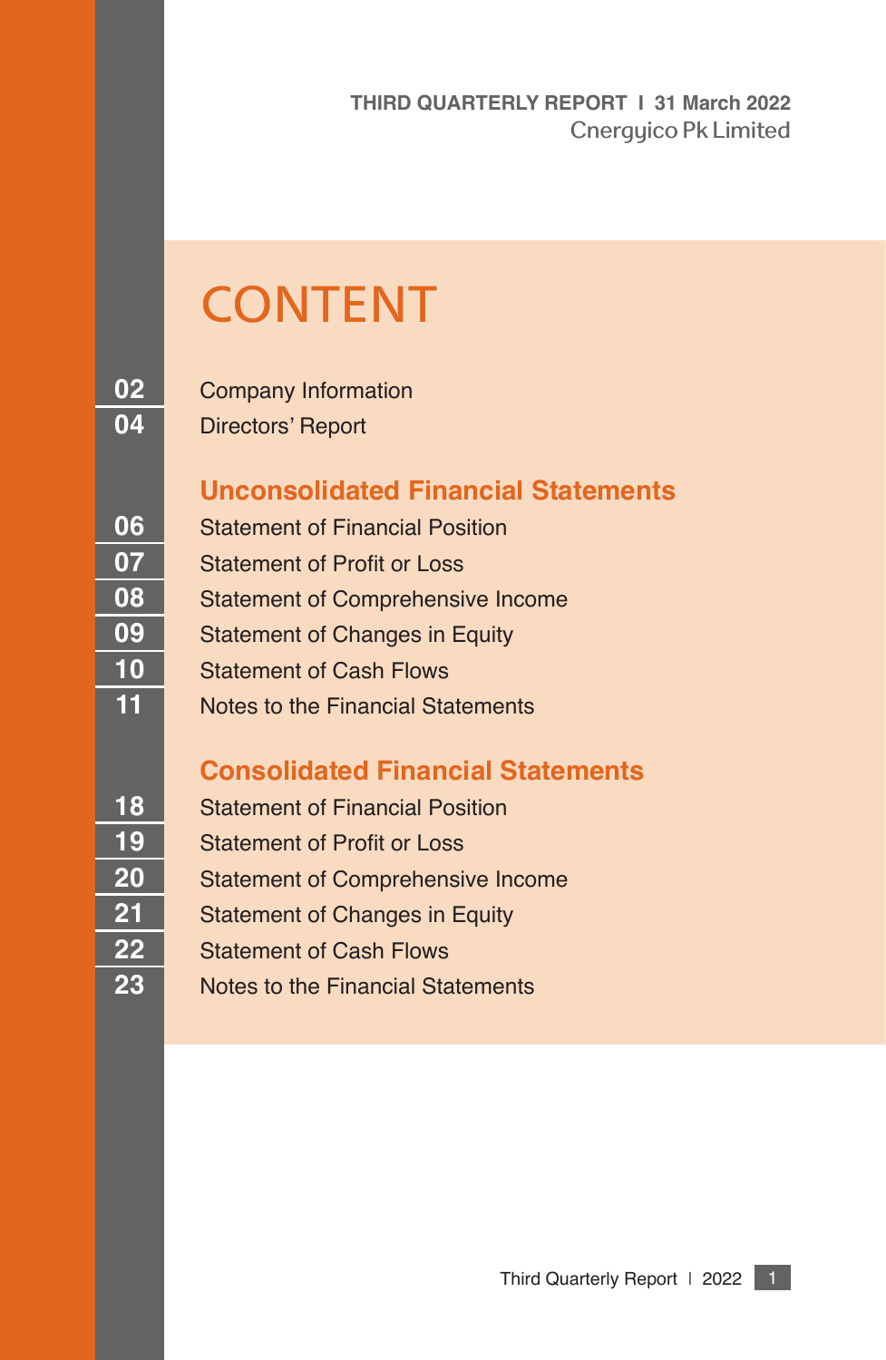# CONTENT

| | |
|---|---|
| 02 | Company Information |
| 04 | Directors' Report |

## Unconsolidated Financial Statements

| | |
|---|---|
| 06 | Statement of Financial Position |
| 07 | Statement of Profit or Loss |
| 08 | Statement of Comprehensive Income |
| 09 | Statement of Changes in Equity |
| 10 | Statement of Cash Flows |
| 11 | Notes to the Financial Statements |

## Consolidated Financial Statements

| | |
|---|---|
| 18 | Statement of Financial Position |
| 19 | Statement of Profit or Loss |
| 20 | Statement of Comprehensive Income |
| 21 | Statement of Changes in Equity |
| 22 | Statement of Cash Flows |
| 23 | Notes to the Financial Statements |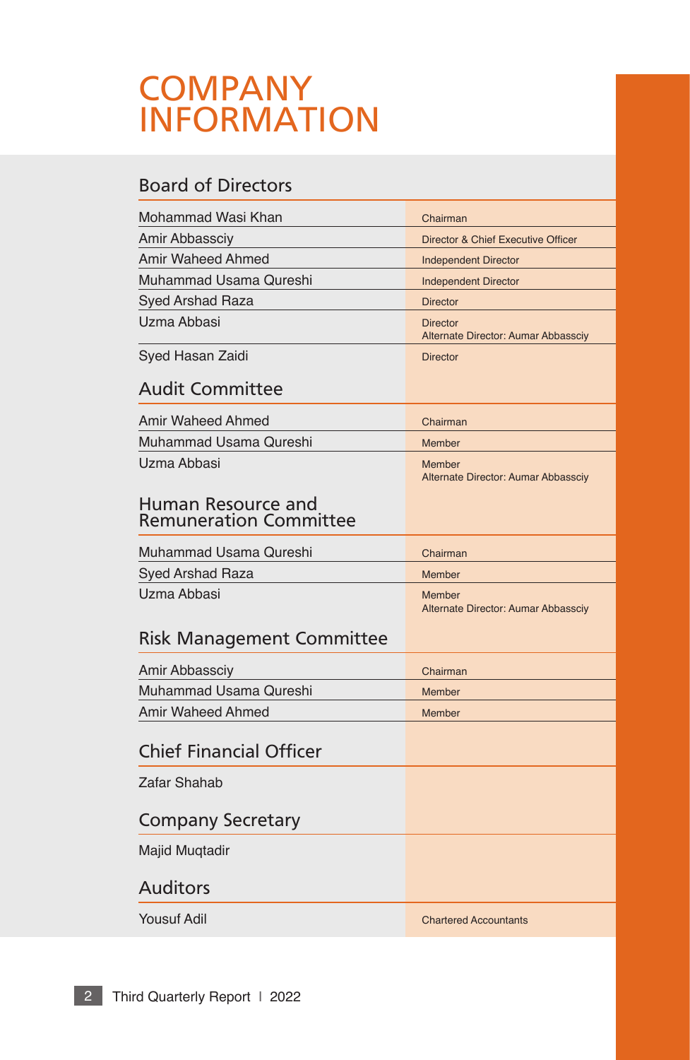# COMPANY INFORMATION

## Board of Directors

| | |
|---|---|
| Mohammad Wasi Khan | Chairman |
| Amir Abbassciy | Director & Chief Executive Officer |
| Amir Waheed Ahmed | Independent Director |
| Muhammad Usama Qureshi | Independent Director |
| Syed Arshad Raza | Director |
| Uzma Abbasi | Director<br>Alternate Director: Aumar Abbassciy |
| Syed Hasan Zaidi | Director |

## Audit Committee

| | |
|---|---|
| Amir Waheed Ahmed | Chairman |
| Muhammad Usama Qureshi | Member |
| Uzma Abbasi | Member<br>Alternate Director: Aumar Abbassciy |

## Human Resource and Remuneration Committee

| | |
|---|---|
| Muhammad Usama Qureshi | Chairman |
| Syed Arshad Raza | Member |
| Uzma Abbasi | Member<br>Alternate Director: Aumar Abbassciy |

## Risk Management Committee

| | |
|---|---|
| Amir Abbassciy | Chairman |
| Muhammad Usama Qureshi | Member |
| Amir Waheed Ahmed | Member |

## Chief Financial Officer

Zafar Shahab

## Company Secretary

Majid Muqtadir

## Auditors

Yousuf Adil — Chartered Accountants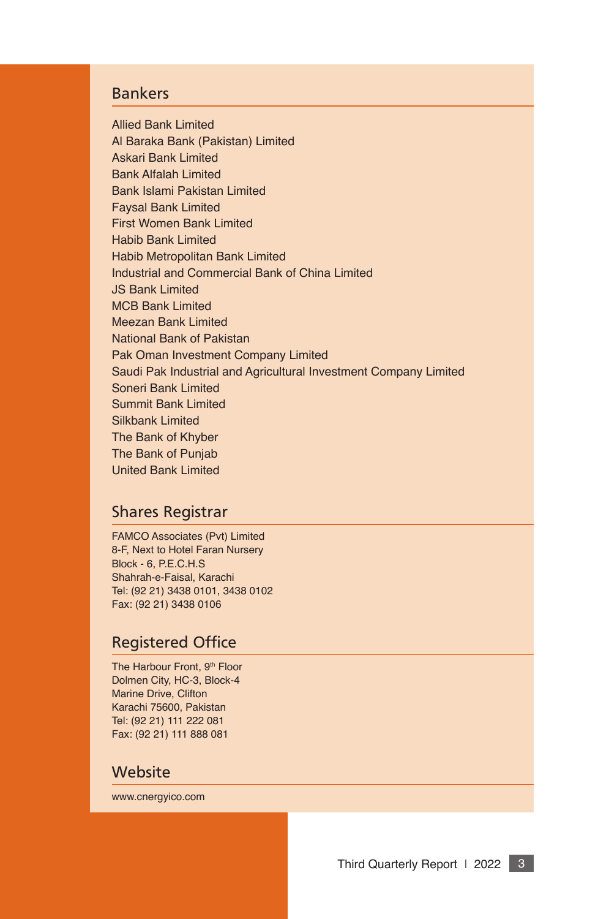## Bankers

Allied Bank Limited
Al Baraka Bank (Pakistan) Limited
Askari Bank Limited
Bank Alfalah Limited
Bank Islami Pakistan Limited
Faysal Bank Limited
First Women Bank Limited
Habib Bank Limited
Habib Metropolitan Bank Limited
Industrial and Commercial Bank of China Limited
JS Bank Limited
MCB Bank Limited
Meezan Bank Limited
National Bank of Pakistan
Pak Oman Investment Company Limited
Saudi Pak Industrial and Agricultural Investment Company Limited
Soneri Bank Limited
Summit Bank Limited
Silkbank Limited
The Bank of Khyber
The Bank of Punjab
United Bank Limited

## Shares Registrar

FAMCO Associates (Pvt) Limited
8-F, Next to Hotel Faran Nursery
Block - 6, P.E.C.H.S
Shahrah-e-Faisal, Karachi
Tel: (92 21) 3438 0101, 3438 0102
Fax: (92 21) 3438 0106

## Registered Office

The Harbour Front, 9th Floor
Dolmen City, HC-3, Block-4
Marine Drive, Clifton
Karachi 75600, Pakistan
Tel: (92 21) 111 222 081
Fax: (92 21) 111 888 081

## Website

www.cnergyico.com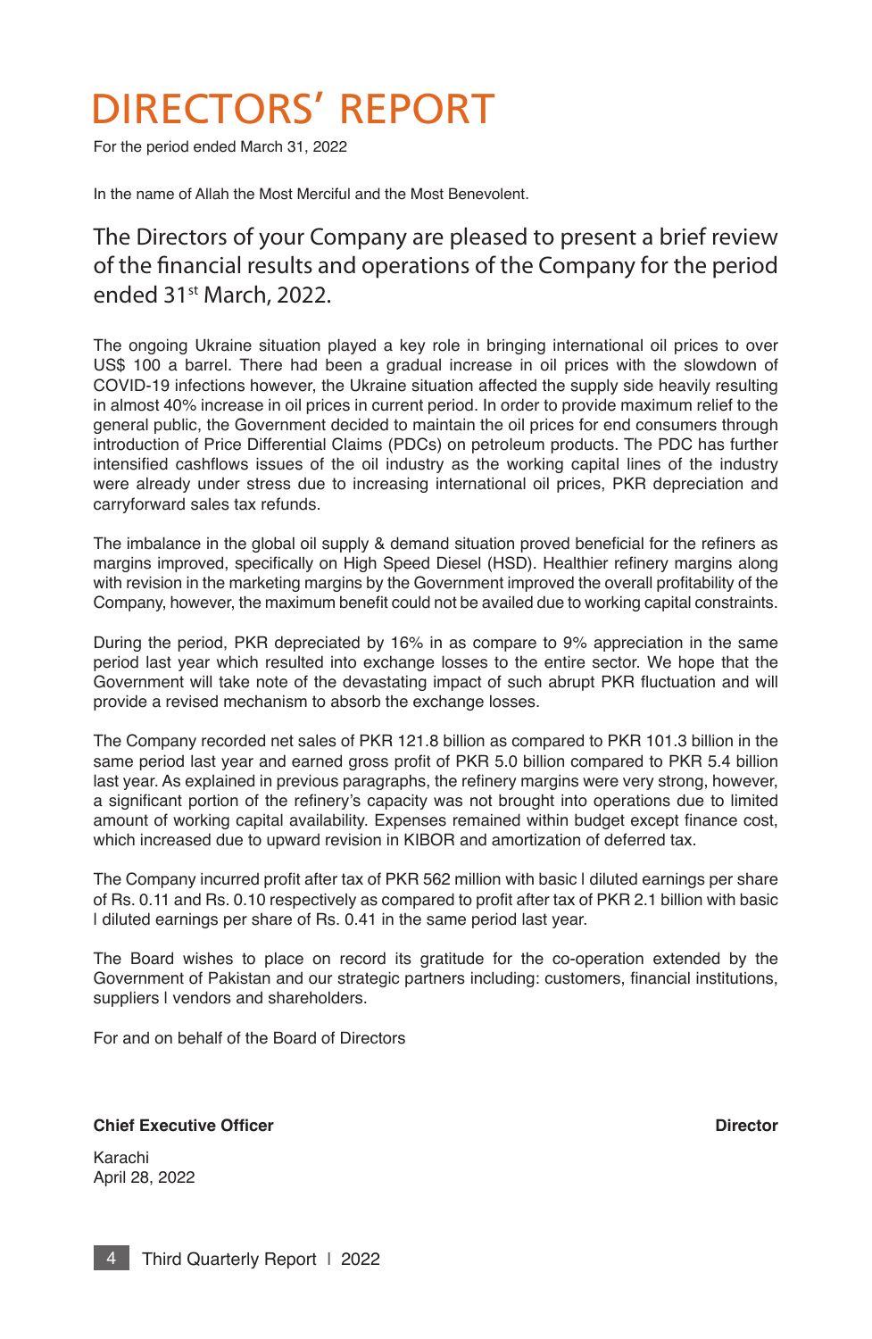# DIRECTORS' REPORT

For the period ended March 31, 2022

In the name of Allah the Most Merciful and the Most Benevolent.

## The Directors of your Company are pleased to present a brief review of the financial results and operations of the Company for the period ended 31st March, 2022.

The ongoing Ukraine situation played a key role in bringing international oil prices to over US$ 100 a barrel. There had been a gradual increase in oil prices with the slowdown of COVID-19 infections however, the Ukraine situation affected the supply side heavily resulting in almost 40% increase in oil prices in current period. In order to provide maximum relief to the general public, the Government decided to maintain the oil prices for end consumers through introduction of Price Differential Claims (PDCs) on petroleum products. The PDC has further intensified cashflows issues of the oil industry as the working capital lines of the industry were already under stress due to increasing international oil prices, PKR depreciation and carryforward sales tax refunds.

The imbalance in the global oil supply & demand situation proved beneficial for the refiners as margins improved, specifically on High Speed Diesel (HSD). Healthier refinery margins along with revision in the marketing margins by the Government improved the overall profitability of the Company, however, the maximum benefit could not be availed due to working capital constraints.

During the period, PKR depreciated by 16% in as compare to 9% appreciation in the same period last year which resulted into exchange losses to the entire sector. We hope that the Government will take note of the devastating impact of such abrupt PKR fluctuation and will provide a revised mechanism to absorb the exchange losses.

The Company recorded net sales of PKR 121.8 billion as compared to PKR 101.3 billion in the same period last year and earned gross profit of PKR 5.0 billion compared to PKR 5.4 billion last year. As explained in previous paragraphs, the refinery margins were very strong, however, a significant portion of the refinery's capacity was not brought into operations due to limited amount of working capital availability. Expenses remained within budget except finance cost, which increased due to upward revision in KIBOR and amortization of deferred tax.

The Company incurred profit after tax of PKR 562 million with basic | diluted earnings per share of Rs. 0.11 and Rs. 0.10 respectively as compared to profit after tax of PKR 2.1 billion with basic | diluted earnings per share of Rs. 0.41 in the same period last year.

The Board wishes to place on record its gratitude for the co-operation extended by the Government of Pakistan and our strategic partners including: customers, financial institutions, suppliers | vendors and shareholders.

For and on behalf of the Board of Directors

**Chief Executive Officer** **Director**

Karachi
April 28, 2022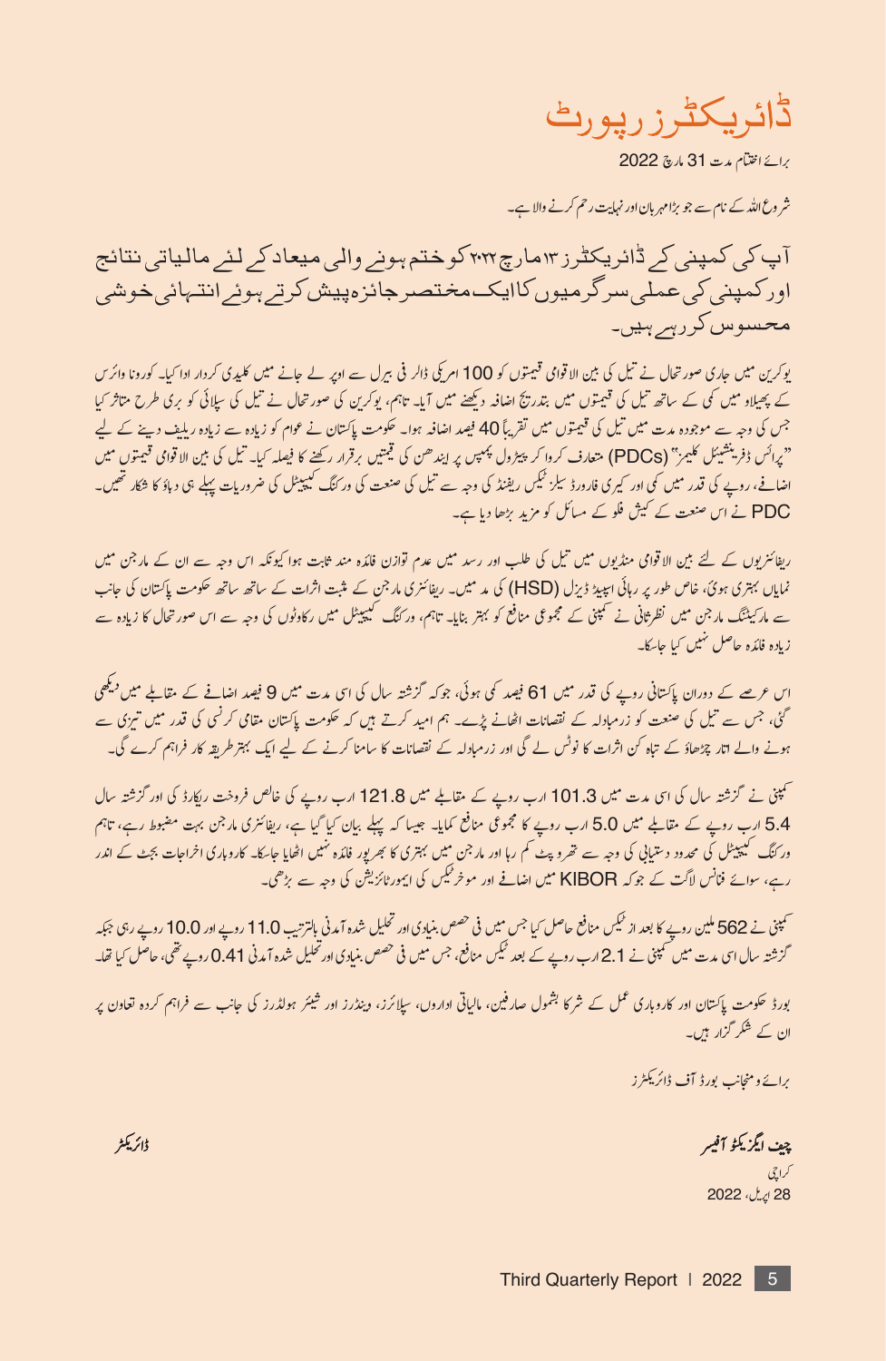# ڈائریکٹرز رپورٹ

برائے اختتام مدت 31 مارچ 2022

شروع اللہ کے نام سے جو بڑا مہربان اور نہایت رحم کرنے والا ہے۔

## آپ کی کمپنی کے ڈائریکٹرز ۳۱ مارچ ۲۰۲۲ کو ختم ہونے والی میعاد کے لئے مالیاتی نتائج اور کمپنی کی عملی سرگرمیوں کا ایک مختصر جائزہ پیش کرتے ہوئے انتہائی خوشی محسوس کر رہے ہیں۔

یوکرین میں جاری صورتحال نے تیل کی بین الاقوامی قیمتوں کو 100 امریکی ڈالر فی بیرل سے اوپر لے جانے میں کلیدی کردار ادا کیا۔ کورونا وائرس کے پھیلاؤ میں کمی کے ساتھ تیل کی قیمتوں میں بتدریج اضافہ دیکھنے میں آیا۔ تاہم، یوکرین کی صورتحال نے تیل کی سپلائی کو بری طرح متاثر کیا جس کی وجہ سے موجودہ مدت میں تیل کی قیمتوں میں تقریباً 40 فیصد اضافہ ہوا۔ حکومت پاکستان نے عوام کو زیادہ سے زیادہ ریلیف دینے کے لیے "پرائس ڈفرینشیئل کلیمز" (PDCs) متعارف کروا کر پیٹرول پمپس پر ایندھن کی قیمتیں برقرار رکھنے کا فیصلہ کیا۔ تیل کی بین الاقوامی قیمتوں میں اضافے، روپے کی قدر میں کمی اور کیری فارورڈ سیلز ٹیکس ریفنڈ کی وجہ سے تیل کی صنعت کی ورکنگ کیپیٹل کی ضروریات پہلے ہی دباؤ کا شکار تھیں۔ PDC نے اس صنعت کے کیش فلو کے مسائل کو مزید بڑھا دیا ہے۔

ریفائنریوں کے لئے بین الاقوامی منڈیوں میں تیل کی طلب اور رسد میں عدم توازن فائدہ مند ثابت ہوا کیونکہ اس وجہ سے ان کے مارجن میں نمایاں بہتری ہوئی، خاص طور پر ہائی اسپیڈ ڈیزل (HSD) کی مد میں۔ ریفائنری مارجن کے مثبت اثرات کے ساتھ ساتھ حکومت پاکستان کی جانب سے مارکیٹنگ مارجن میں نظرثانی نے کمپنی کے مجموعی منافع کو بہتر بنایا۔ تاہم، ورکنگ کیپیٹل میں رکاوٹوں کی وجہ سے اس صورتحال کا زیادہ سے زیادہ فائدہ حاصل نہیں کیا جاسکا۔

اس عرصے کے دوران پاکستانی روپے کی قدر میں 61 فیصد کمی ہوئی، جوکہ گزشتہ سال کی اسی مدت میں 9 فیصد اضافے کے مقابلے میں دیکھی گئی، جس سے تیل کی صنعت کو زرمبادلہ کے نقصانات اٹھانے پڑے۔ ہم امید کرتے ہیں کہ حکومت پاکستان مقامی کرنسی کی قدر میں تیزی سے ہونے والے اتار چڑھاؤ کے تباہ کن اثرات کا نوٹس لے گی اور زرمبادلہ کے نقصانات کا سامنا کرنے کے لیے ایک بہتر طریقہ کار فراہم کرے گی۔

کمپنی نے گزشتہ سال کی اسی مدت میں 101.3 ارب روپے کے مقابلے میں 121.8 ارب روپے کی خالص فروخت ریکارڈ کی اور گزشتہ سال 5.4 ارب روپے کے مقابلے میں 5.0 ارب روپے کا مجموعی منافع کمایا۔ جیسا کہ پہلے بیان کیا گیا ہے، ریفائنری مارجن بہت مضبوط رہے، تاہم ورکنگ کیپیٹل کی محدود دستیابی کی وجہ سے تھروپٹ کم رہا اور مارجن میں بہتری کا بھرپور فائدہ نہیں اٹھایا جاسکا۔ کاروباری اخراجات بجٹ کے اندر رہے، سوائے فنانس لاگت کے جوکہ KIBOR میں اضافے اور موخر ٹیکس کی ایمورٹائزیشن کی وجہ سے بڑھی۔

کمپنی نے 562 ملین روپے کا بعد از ٹیکس منافع حاصل کیا جس میں فی حصص بنیادی اور تحلیل شدہ آمدنی بالترتیب 11.0 روپے اور 10.0 روپے رہی جبکہ گزشتہ سال اسی مدت میں کمپنی نے 2.1 ارب روپے کے بعد ٹیکس منافع، جس میں فی حصص بنیادی اور تحلیل شدہ آمدنی 0.41 روپے تھی، حاصل کیا تھا۔

بورڈ حکومت پاکستان اور کاروباری عمل کے شرکا بشمول صارفین، مالیاتی اداروں، سپلائرز، وینڈرز اور شیئر ہولڈرز کی جانب سے فراہم کردہ تعاون پر ان کے شکر گزار ہیں۔

برائے و منجانب بورڈ آف ڈائریکٹرز

**چیف ایگزیکٹو آفیسر**

**ڈائریکٹر**

کراچی

28 اپریل، 2022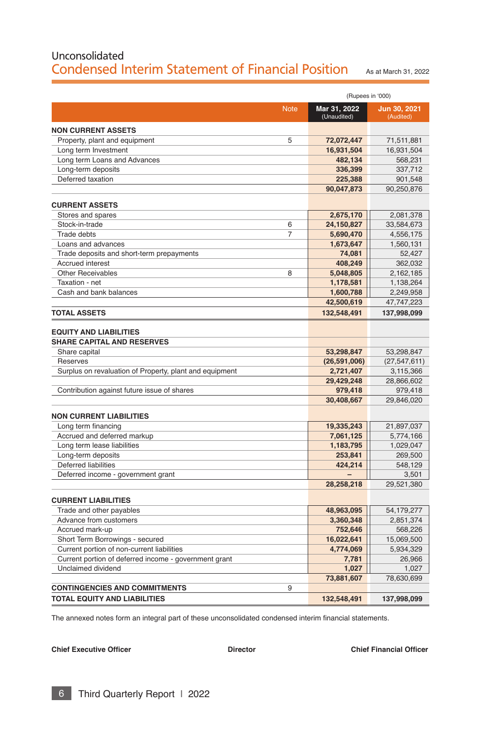Unconsolidated

# Condensed Interim Statement of Financial Position

As at March 31, 2022

(Rupees in '000)

| | Note | Mar 31, 2022 (Unaudited) | Jun 30, 2021 (Audited) |
|---|---|---|---|
| **NON CURRENT ASSETS** | | | |
| Property, plant and equipment | 5 | **72,072,447** | 71,511,881 |
| Long term Investment | | **16,931,504** | 16,931,504 |
| Long term Loans and Advances | | **482,134** | 568,231 |
| Long-term deposits | | **336,399** | 337,712 |
| Deferred taxation | | **225,388** | 901,548 |
| | | **90,047,873** | 90,250,876 |
| **CURRENT ASSETS** | | | |
| Stores and spares | | **2,675,170** | 2,081,378 |
| Stock-in-trade | 6 | **24,150,827** | 33,584,673 |
| Trade debts | 7 | **5,690,470** | 4,556,175 |
| Loans and advances | | **1,673,647** | 1,560,131 |
| Trade deposits and short-term prepayments | | **74,081** | 52,427 |
| Accrued interest | | **408,249** | 362,032 |
| Other Receivables | 8 | **5,048,805** | 2,162,185 |
| Taxation - net | | **1,178,581** | 1,138,264 |
| Cash and bank balances | | **1,600,788** | 2,249,958 |
| | | **42,500,619** | 47,747,223 |
| **TOTAL ASSETS** | | **132,548,491** | **137,998,099** |
| **EQUITY AND LIABILITIES** | | | |
| **SHARE CAPITAL AND RESERVES** | | | |
| Share capital | | **53,298,847** | 53,298,847 |
| Reserves | | **(26,591,006)** | (27,547,611) |
| Surplus on revaluation of Property, plant and equipment | | **2,721,407** | 3,115,366 |
| | | **29,429,248** | 28,866,602 |
| Contribution against future issue of shares | | **979,418** | 979,418 |
| | | **30,408,667** | 29,846,020 |
| **NON CURRENT LIABILITIES** | | | |
| Long term financing | | **19,335,243** | 21,897,037 |
| Accrued and deferred markup | | **7,061,125** | 5,774,166 |
| Long term lease liabilities | | **1,183,795** | 1,029,047 |
| Long-term deposits | | **253,841** | 269,500 |
| Deferred liabilities | | **424,214** | 548,129 |
| Deferred income - government grant | | **–** | 3,501 |
| | | **28,258,218** | 29,521,380 |
| **CURRENT LIABILITIES** | | | |
| Trade and other payables | | **48,963,095** | 54,179,277 |
| Advance from customers | | **3,360,348** | 2,851,374 |
| Accrued mark-up | | **752,646** | 568,226 |
| Short Term Borrowings - secured | | **16,022,641** | 15,069,500 |
| Current portion of non-current liabilities | | **4,774,069** | 5,934,329 |
| Current portion of deferred income - government grant | | **7,781** | 26,966 |
| Unclaimed dividend | | **1,027** | 1,027 |
| | | **73,881,607** | 78,630,699 |
| **CONTINGENCIES AND COMMITMENTS** | 9 | | |
| **TOTAL EQUITY AND LIABILITIES** | | **132,548,491** | **137,998,099** |

The annexed notes form an integral part of these unconsolidated condensed interim financial statements.

**Chief Executive Officer** **Director** **Chief Financial Officer**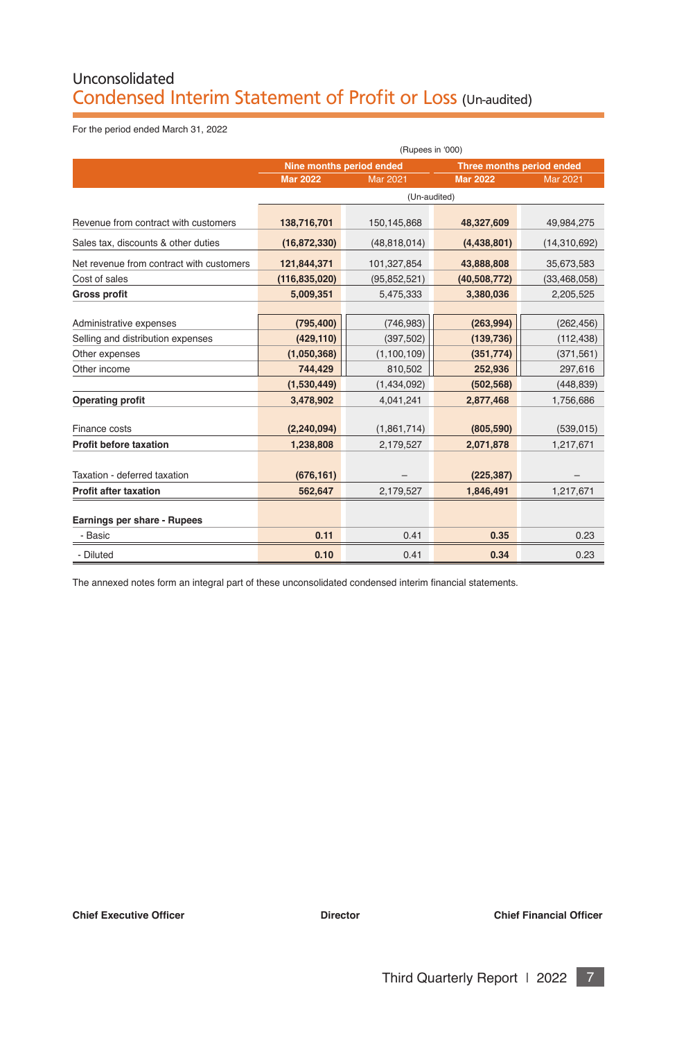Unconsolidated

# Condensed Interim Statement of Profit or Loss (Un-audited)

For the period ended March 31, 2022

(Rupees in '000)

| | Nine months period ended | | Three months period ended | |
|---|---|---|---|---|
| | **Mar 2022** | Mar 2021 | **Mar 2022** | Mar 2021 |
| | (Un-audited) | | | |
| Revenue from contract with customers | **138,716,701** | 150,145,868 | **48,327,609** | 49,984,275 |
| Sales tax, discounts & other duties | **(16,872,330)** | (48,818,014) | **(4,438,801)** | (14,310,692) |
| Net revenue from contract with customers | **121,844,371** | 101,327,854 | **43,888,808** | 35,673,583 |
| Cost of sales | **(116,835,020)** | (95,852,521) | **(40,508,772)** | (33,468,058) |
| **Gross profit** | **5,009,351** | 5,475,333 | **3,380,036** | 2,205,525 |
| Administrative expenses | **(795,400)** | (746,983) | **(263,994)** | (262,456) |
| Selling and distribution expenses | **(429,110)** | (397,502) | **(139,736)** | (112,438) |
| Other expenses | **(1,050,368)** | (1,100,109) | **(351,774)** | (371,561) |
| Other income | **744,429** | 810,502 | **252,936** | 297,616 |
| | **(1,530,449)** | (1,434,092) | **(502,568)** | (448,839) |
| **Operating profit** | **3,478,902** | 4,041,241 | **2,877,468** | 1,756,686 |
| Finance costs | **(2,240,094)** | (1,861,714) | **(805,590)** | (539,015) |
| **Profit before taxation** | **1,238,808** | 2,179,527 | **2,071,878** | 1,217,671 |
| Taxation - deferred taxation | **(676,161)** | – | **(225,387)** | – |
| **Profit after taxation** | **562,647** | 2,179,527 | **1,846,491** | 1,217,671 |
| **Earnings per share - Rupees** | | | | |
| - Basic | **0.11** | 0.41 | **0.35** | 0.23 |
| - Diluted | **0.10** | 0.41 | **0.34** | 0.23 |

The annexed notes form an integral part of these unconsolidated condensed interim financial statements.

**Chief Executive Officer** | **Director** | **Chief Financial Officer**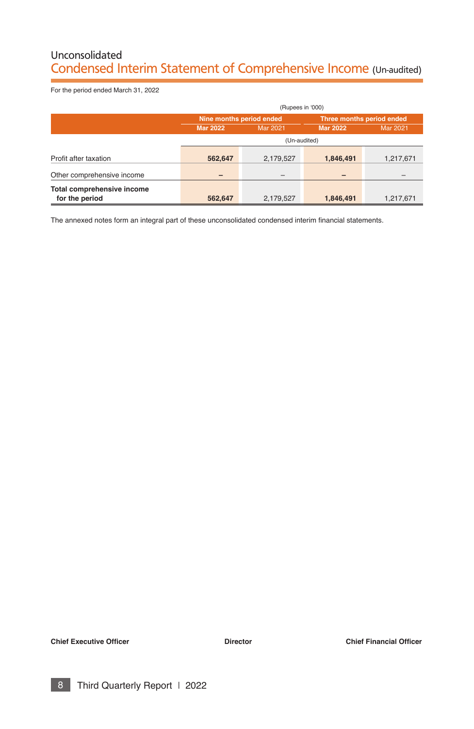Unconsolidated

# Condensed Interim Statement of Comprehensive Income (Un-audited)

For the period ended March 31, 2022

(Rupees in '000)

| | Nine months period ended | | Three months period ended | |
|---|---|---|---|---|
| | **Mar 2022** | Mar 2021 | **Mar 2022** | Mar 2021 |
| | (Un-audited) | | | |
| Profit after taxation | **562,647** | 2,179,527 | **1,846,491** | 1,217,671 |
| Other comprehensive income | **–** | – | **–** | – |
| **Total comprehensive income for the period** | **562,647** | 2,179,527 | **1,846,491** | 1,217,671 |

The annexed notes form an integral part of these unconsolidated condensed interim financial statements.

**Chief Executive Officer** **Director** **Chief Financial Officer**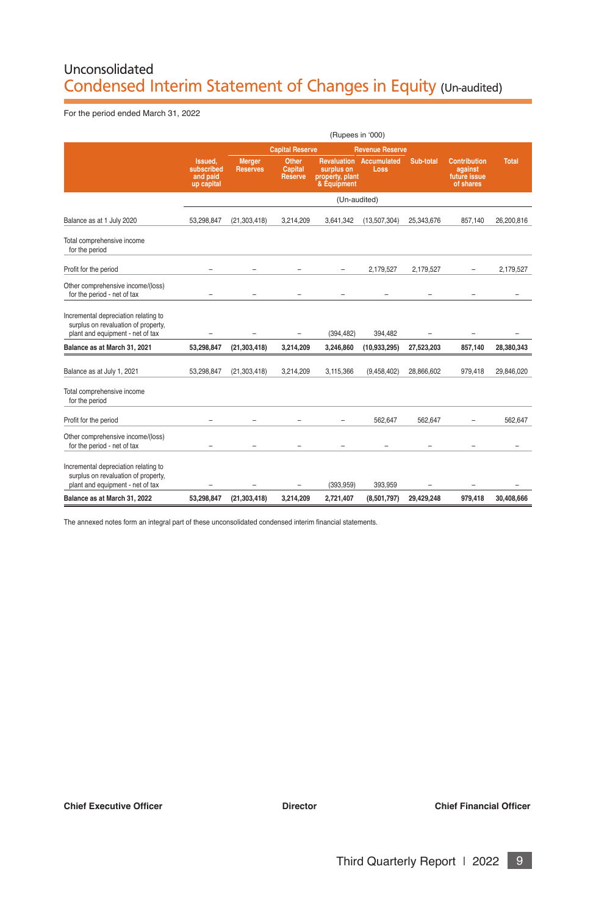# Unconsolidated
## Condensed Interim Statement of Changes in Equity (Un-audited)

For the period ended March 31, 2022

(Rupees in '000)

| | Issued, subscribed and paid up capital | Merger Reserves | Capital Reserve | | Revenue Reserve | Sub-total | Contribution against future issue of shares | Total |
|---|---|---|---|---|---|---|---|---|
| | | | Other Capital Reserve | Revaluation surplus on property, plant & Equipment | Accumulated Loss | | | |
| | | | | (Un-audited) | | | | |
| Balance as at 1 July 2020 | 53,298,847 | (21,303,418) | 3,214,209 | 3,641,342 | (13,507,304) | 25,343,676 | 857,140 | 26,200,816 |
| Total comprehensive income for the period | | | | | | | | |
| Profit for the period | – | – | – | – | 2,179,527 | 2,179,527 | – | 2,179,527 |
| Other comprehensive income/(loss) for the period - net of tax | – | – | – | – | – | – | – | – |
| Incremental depreciation relating to surplus on revaluation of property, plant and equipment - net of tax | – | – | – | (394,482) | 394,482 | – | – | – |
| **Balance as at March 31, 2021** | **53,298,847** | **(21,303,418)** | **3,214,209** | **3,246,860** | **(10,933,295)** | **27,523,203** | **857,140** | **28,380,343** |
| Balance as at July 1, 2021 | 53,298,847 | (21,303,418) | 3,214,209 | 3,115,366 | (9,458,402) | 28,866,602 | 979,418 | 29,846,020 |
| Total comprehensive income for the period | | | | | | | | |
| Profit for the period | – | – | – | – | 562,647 | 562,647 | – | 562,647 |
| Other comprehensive income/(loss) for the period - net of tax | – | – | – | – | – | – | – | – |
| Incremental depreciation relating to surplus on revaluation of property, plant and equipment - net of tax | – | – | – | (393,959) | 393,959 | – | – | – |
| **Balance as at March 31, 2022** | **53,298,847** | **(21,303,418)** | **3,214,209** | **2,721,407** | **(8,501,797)** | **29,429,248** | **979,418** | **30,408,666** |

The annexed notes form an integral part of these unconsolidated condensed interim financial statements.

**Chief Executive Officer** **Director** **Chief Financial Officer**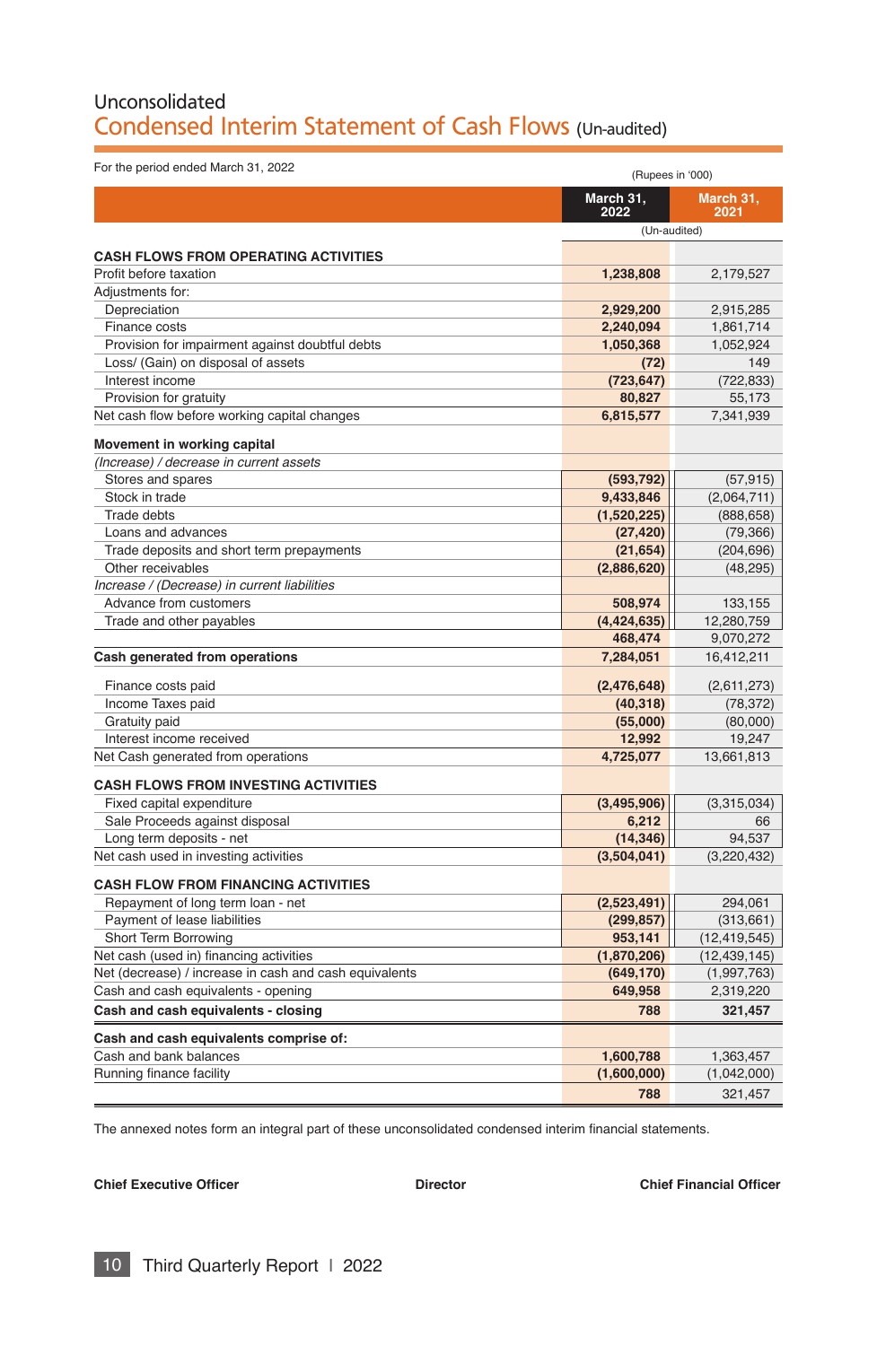Unconsolidated

# Condensed Interim Statement of Cash Flows (Un-audited)

For the period ended March 31, 2022

(Rupees in '000)

| | March 31, 2022 | March 31, 2021 |
|---|---|---|
| | (Un-audited) | |
| **CASH FLOWS FROM OPERATING ACTIVITIES** | | |
| Profit before taxation | 1,238,808 | 2,179,527 |
| Adjustments for: | | |
| Depreciation | 2,929,200 | 2,915,285 |
| Finance costs | 2,240,094 | 1,861,714 |
| Provision for impairment against doubtful debts | 1,050,368 | 1,052,924 |
| Loss/ (Gain) on disposal of assets | (72) | 149 |
| Interest income | (723,647) | (722,833) |
| Provision for gratuity | 80,827 | 55,173 |
| Net cash flow before working capital changes | 6,815,577 | 7,341,939 |
| **Movement in working capital** | | |
| *(Increase) / decrease in current assets* | | |
| Stores and spares | (593,792) | (57,915) |
| Stock in trade | 9,433,846 | (2,064,711) |
| Trade debts | (1,520,225) | (888,658) |
| Loans and advances | (27,420) | (79,366) |
| Trade deposits and short term prepayments | (21,654) | (204,696) |
| Other receivables | (2,886,620) | (48,295) |
| *Increase / (Decrease) in current liabilities* | | |
| Advance from customers | 508,974 | 133,155 |
| Trade and other payables | (4,424,635) | 12,280,759 |
| | 468,474 | 9,070,272 |
| **Cash generated from operations** | 7,284,051 | 16,412,211 |
| Finance costs paid | (2,476,648) | (2,611,273) |
| Income Taxes paid | (40,318) | (78,372) |
| Gratuity paid | (55,000) | (80,000) |
| Interest income received | 12,992 | 19,247 |
| Net Cash generated from operations | 4,725,077 | 13,661,813 |
| **CASH FLOWS FROM INVESTING ACTIVITIES** | | |
| Fixed capital expenditure | (3,495,906) | (3,315,034) |
| Sale Proceeds against disposal | 6,212 | 66 |
| Long term deposits - net | (14,346) | 94,537 |
| Net cash used in investing activities | (3,504,041) | (3,220,432) |
| **CASH FLOW FROM FINANCING ACTIVITIES** | | |
| Repayment of long term loan - net | (2,523,491) | 294,061 |
| Payment of lease liabilities | (299,857) | (313,661) |
| Short Term Borrowing | 953,141 | (12,419,545) |
| Net cash (used in) financing activities | (1,870,206) | (12,439,145) |
| Net (decrease) / increase in cash and cash equivalents | (649,170) | (1,997,763) |
| Cash and cash equivalents - opening | 649,958 | 2,319,220 |
| **Cash and cash equivalents - closing** | 788 | 321,457 |
| **Cash and cash equivalents comprise of:** | | |
| Cash and bank balances | 1,600,788 | 1,363,457 |
| Running finance facility | (1,600,000) | (1,042,000) |
| | 788 | 321,457 |

The annexed notes form an integral part of these unconsolidated condensed interim financial statements.

**Chief Executive Officer** **Director** **Chief Financial Officer**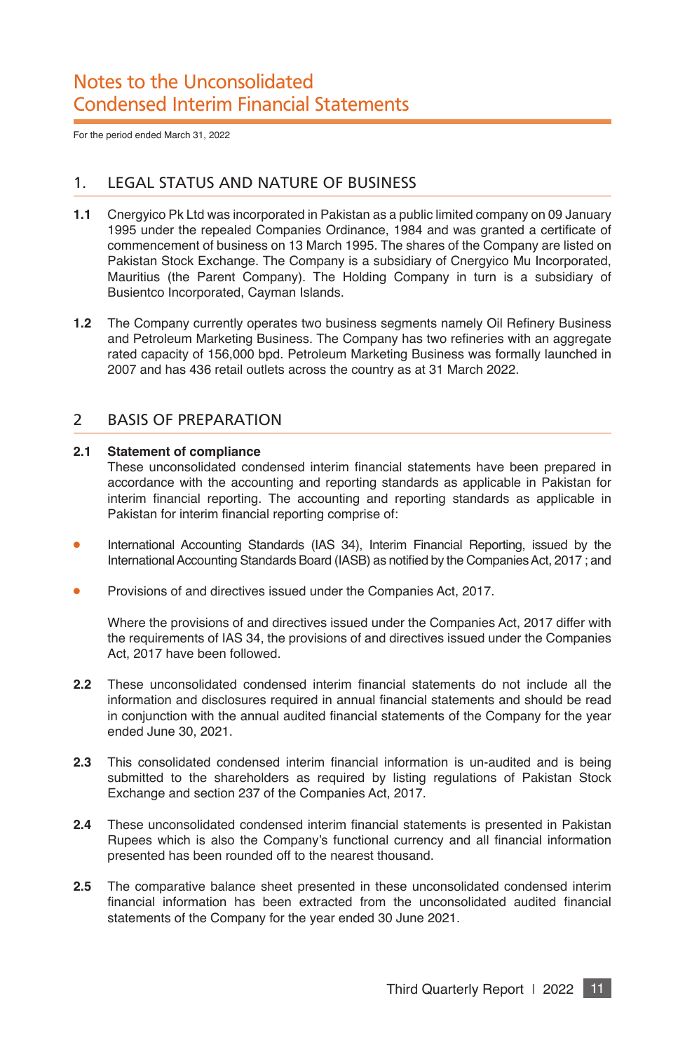# Notes to the Unconsolidated Condensed Interim Financial Statements

For the period ended March 31, 2022

## 1. LEGAL STATUS AND NATURE OF BUSINESS

**1.1** Cnergyico Pk Ltd was incorporated in Pakistan as a public limited company on 09 January 1995 under the repealed Companies Ordinance, 1984 and was granted a certificate of commencement of business on 13 March 1995. The shares of the Company are listed on Pakistan Stock Exchange. The Company is a subsidiary of Cnergyico Mu Incorporated, Mauritius (the Parent Company). The Holding Company in turn is a subsidiary of Busientco Incorporated, Cayman Islands.

**1.2** The Company currently operates two business segments namely Oil Refinery Business and Petroleum Marketing Business. The Company has two refineries with an aggregate rated capacity of 156,000 bpd. Petroleum Marketing Business was formally launched in 2007 and has 436 retail outlets across the country as at 31 March 2022.

## 2 BASIS OF PREPARATION

**2.1 Statement of compliance**
These unconsolidated condensed interim financial statements have been prepared in accordance with the accounting and reporting standards as applicable in Pakistan for interim financial reporting. The accounting and reporting standards as applicable in Pakistan for interim financial reporting comprise of:

- International Accounting Standards (IAS 34), Interim Financial Reporting, issued by the International Accounting Standards Board (IASB) as notified by the Companies Act, 2017 ; and
- Provisions of and directives issued under the Companies Act, 2017.

Where the provisions of and directives issued under the Companies Act, 2017 differ with the requirements of IAS 34, the provisions of and directives issued under the Companies Act, 2017 have been followed.

**2.2** These unconsolidated condensed interim financial statements do not include all the information and disclosures required in annual financial statements and should be read in conjunction with the annual audited financial statements of the Company for the year ended June 30, 2021.

**2.3** This consolidated condensed interim financial information is un-audited and is being submitted to the shareholders as required by listing regulations of Pakistan Stock Exchange and section 237 of the Companies Act, 2017.

**2.4** These unconsolidated condensed interim financial statements is presented in Pakistan Rupees which is also the Company's functional currency and all financial information presented has been rounded off to the nearest thousand.

**2.5** The comparative balance sheet presented in these unconsolidated condensed interim financial information has been extracted from the unconsolidated audited financial statements of the Company for the year ended 30 June 2021.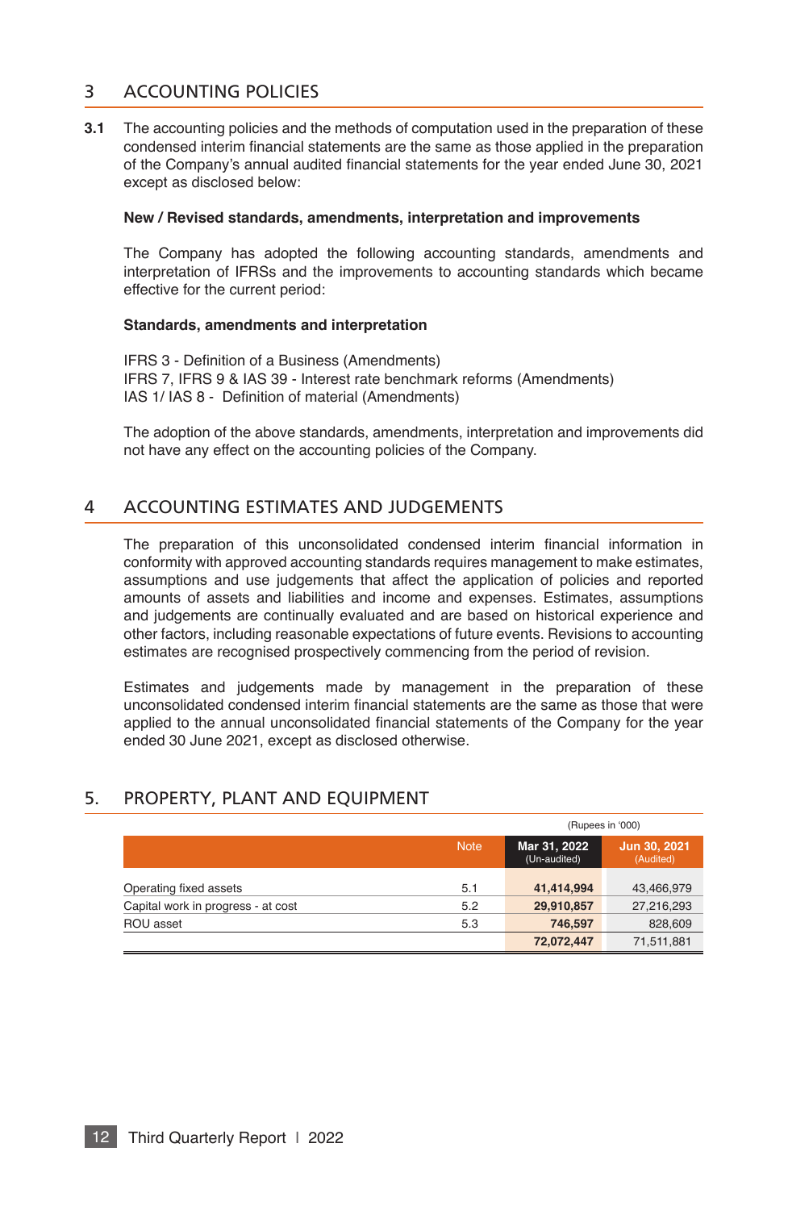## 3 ACCOUNTING POLICIES

**3.1** The accounting policies and the methods of computation used in the preparation of these condensed interim financial statements are the same as those applied in the preparation of the Company's annual audited financial statements for the year ended June 30, 2021 except as disclosed below:

**New / Revised standards, amendments, interpretation and improvements**

The Company has adopted the following accounting standards, amendments and interpretation of IFRSs and the improvements to accounting standards which became effective for the current period:

**Standards, amendments and interpretation**

IFRS 3 - Definition of a Business (Amendments)
IFRS 7, IFRS 9 & IAS 39 - Interest rate benchmark reforms (Amendments)
IAS 1/ IAS 8 - Definition of material (Amendments)

The adoption of the above standards, amendments, interpretation and improvements did not have any effect on the accounting policies of the Company.

## 4 ACCOUNTING ESTIMATES AND JUDGEMENTS

The preparation of this unconsolidated condensed interim financial information in conformity with approved accounting standards requires management to make estimates, assumptions and use judgements that affect the application of policies and reported amounts of assets and liabilities and income and expenses. Estimates, assumptions and judgements are continually evaluated and are based on historical experience and other factors, including reasonable expectations of future events. Revisions to accounting estimates are recognised prospectively commencing from the period of revision.

Estimates and judgements made by management in the preparation of these unconsolidated condensed interim financial statements are the same as those that were applied to the annual unconsolidated financial statements of the Company for the year ended 30 June 2021, except as disclosed otherwise.

## 5. PROPERTY, PLANT AND EQUIPMENT

(Rupees in '000)

| | Note | Mar 31, 2022 (Un-audited) | Jun 30, 2021 (Audited) |
|---|---|---|---|
| Operating fixed assets | 5.1 | **41,414,994** | 43,466,979 |
| Capital work in progress - at cost | 5.2 | **29,910,857** | 27,216,293 |
| ROU asset | 5.3 | **746,597** | 828,609 |
| | | **72,072,447** | 71,511,881 |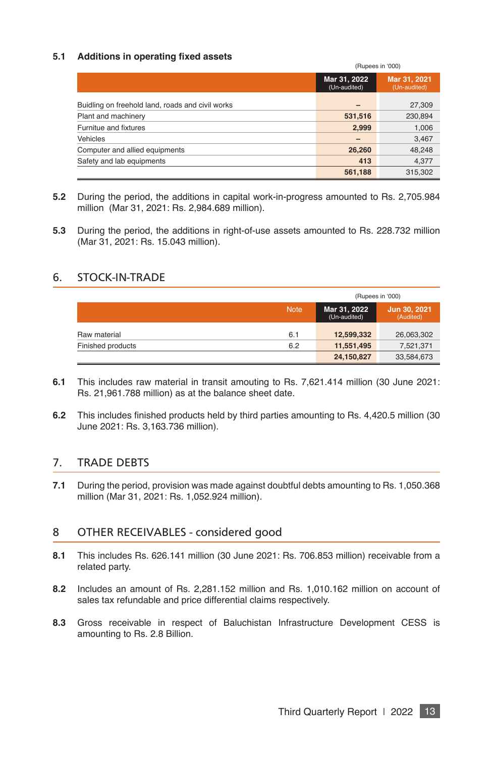### 5.1 Additions in operating fixed assets

(Rupees in '000)

| | Mar 31, 2022 (Un-audited) | Mar 31, 2021 (Un-audited) |
|---|---|---|
| Buidling on freehold land, roads and civil works | – | 27,309 |
| Plant and machinery | 531,516 | 230,894 |
| Furnitue and fixtures | 2,999 | 1,006 |
| Vehicles | – | 3,467 |
| Computer and allied equipments | 26,260 | 48,248 |
| Safety and lab equipments | 413 | 4,377 |
| | 561,188 | 315,302 |

**5.2** During the period, the additions in capital work-in-progress amounted to Rs. 2,705.984 million (Mar 31, 2021: Rs. 2,984.689 million).

**5.3** During the period, the additions in right-of-use assets amounted to Rs. 228.732 million (Mar 31, 2021: Rs. 15.043 million).

## 6. STOCK-IN-TRADE

(Rupees in '000)

| | Note | Mar 31, 2022 (Un-audited) | Jun 30, 2021 (Audited) |
|---|---|---|---|
| Raw material | 6.1 | 12,599,332 | 26,063,302 |
| Finished products | 6.2 | 11,551,495 | 7,521,371 |
| | | 24,150,827 | 33,584,673 |

**6.1** This includes raw material in transit amouting to Rs. 7,621.414 million (30 June 2021: Rs. 21,961.788 million) as at the balance sheet date.

**6.2** This includes finished products held by third parties amounting to Rs. 4,420.5 million (30 June 2021: Rs. 3,163.736 million).

## 7. TRADE DEBTS

**7.1** During the period, provision was made against doubtful debts amounting to Rs. 1,050.368 million (Mar 31, 2021: Rs. 1,052.924 million).

## 8 OTHER RECEIVABLES - considered good

**8.1** This includes Rs. 626.141 million (30 June 2021: Rs. 706.853 million) receivable from a related party.

**8.2** Includes an amount of Rs. 2,281.152 million and Rs. 1,010.162 million on account of sales tax refundable and price differential claims respectively.

**8.3** Gross receivable in respect of Baluchistan Infrastructure Development CESS is amounting to Rs. 2.8 Billion.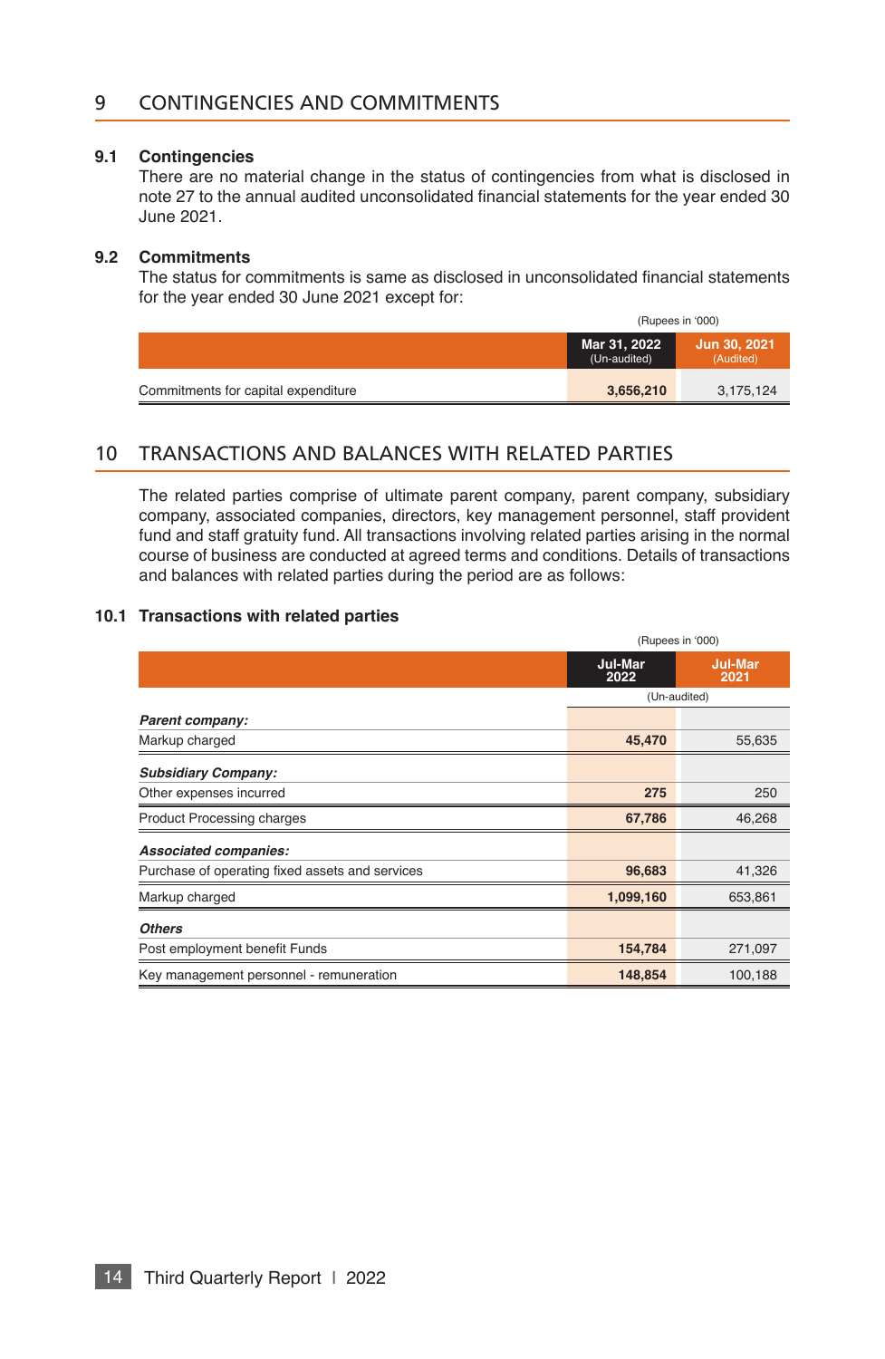## 9 CONTINGENCIES AND COMMITMENTS

### 9.1 Contingencies

There are no material change in the status of contingencies from what is disclosed in note 27 to the annual audited unconsolidated financial statements for the year ended 30 June 2021.

### 9.2 Commitments

The status for commitments is same as disclosed in unconsolidated financial statements for the year ended 30 June 2021 except for:

(Rupees in '000)

| | Mar 31, 2022 (Un-audited) | Jun 30, 2021 (Audited) |
|---|---|---|
| Commitments for capital expenditure | **3,656,210** | 3,175,124 |

## 10 TRANSACTIONS AND BALANCES WITH RELATED PARTIES

The related parties comprise of ultimate parent company, parent company, subsidiary company, associated companies, directors, key management personnel, staff provident fund and staff gratuity fund. All transactions involving related parties arising in the normal course of business are conducted at agreed terms and conditions. Details of transactions and balances with related parties during the period are as follows:

### 10.1 Transactions with related parties

(Rupees in '000)

| | Jul-Mar 2022 | Jul-Mar 2021 |
|---|---|---|
| | (Un-audited) | |
| ***Parent company:*** | | |
| Markup charged | **45,470** | 55,635 |
| ***Subsidiary Company:*** | | |
| Other expenses incurred | **275** | 250 |
| Product Processing charges | **67,786** | 46,268 |
| ***Associated companies:*** | | |
| Purchase of operating fixed assets and services | **96,683** | 41,326 |
| Markup charged | **1,099,160** | 653,861 |
| ***Others*** | | |
| Post employment benefit Funds | **154,784** | 271,097 |
| Key management personnel - remuneration | **148,854** | 100,188 |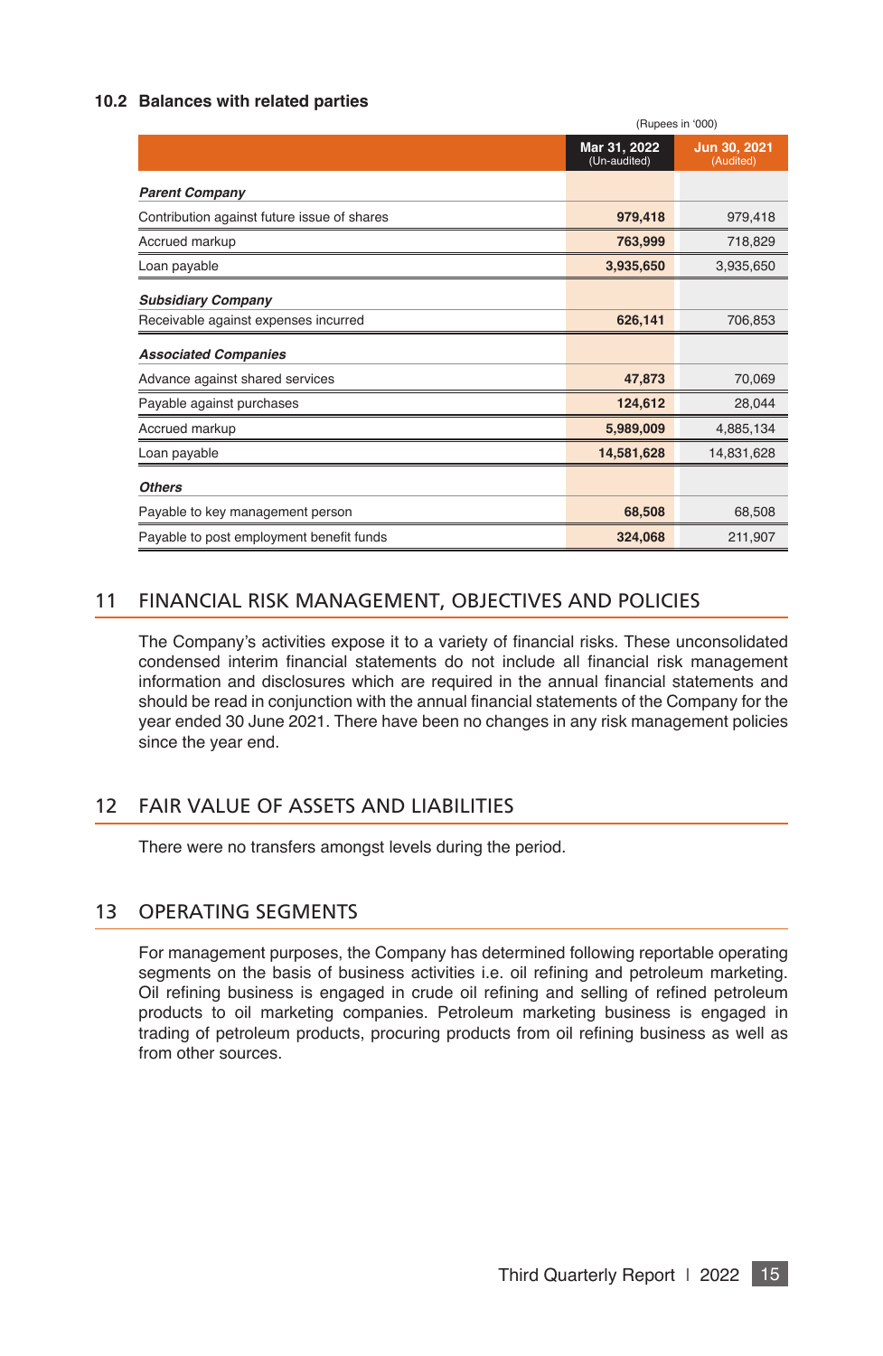### 10.2 Balances with related parties

(Rupees in '000)

| | Mar 31, 2022 (Un-audited) | Jun 30, 2021 (Audited) |
|---|---|---|
| ***Parent Company*** | | |
| Contribution against future issue of shares | **979,418** | 979,418 |
| Accrued markup | **763,999** | 718,829 |
| Loan payable | **3,935,650** | 3,935,650 |
| ***Subsidiary Company*** | | |
| Receivable against expenses incurred | **626,141** | 706,853 |
| ***Associated Companies*** | | |
| Advance against shared services | **47,873** | 70,069 |
| Payable against purchases | **124,612** | 28,044 |
| Accrued markup | **5,989,009** | 4,885,134 |
| Loan payable | **14,581,628** | 14,831,628 |
| ***Others*** | | |
| Payable to key management person | **68,508** | 68,508 |
| Payable to post employment benefit funds | **324,068** | 211,907 |

## 11 FINANCIAL RISK MANAGEMENT, OBJECTIVES AND POLICIES

The Company's activities expose it to a variety of financial risks. These unconsolidated condensed interim financial statements do not include all financial risk management information and disclosures which are required in the annual financial statements and should be read in conjunction with the annual financial statements of the Company for the year ended 30 June 2021. There have been no changes in any risk management policies since the year end.

## 12 FAIR VALUE OF ASSETS AND LIABILITIES

There were no transfers amongst levels during the period.

## 13 OPERATING SEGMENTS

For management purposes, the Company has determined following reportable operating segments on the basis of business activities i.e. oil refining and petroleum marketing. Oil refining business is engaged in crude oil refining and selling of refined petroleum products to oil marketing companies. Petroleum marketing business is engaged in trading of petroleum products, procuring products from oil refining business as well as from other sources.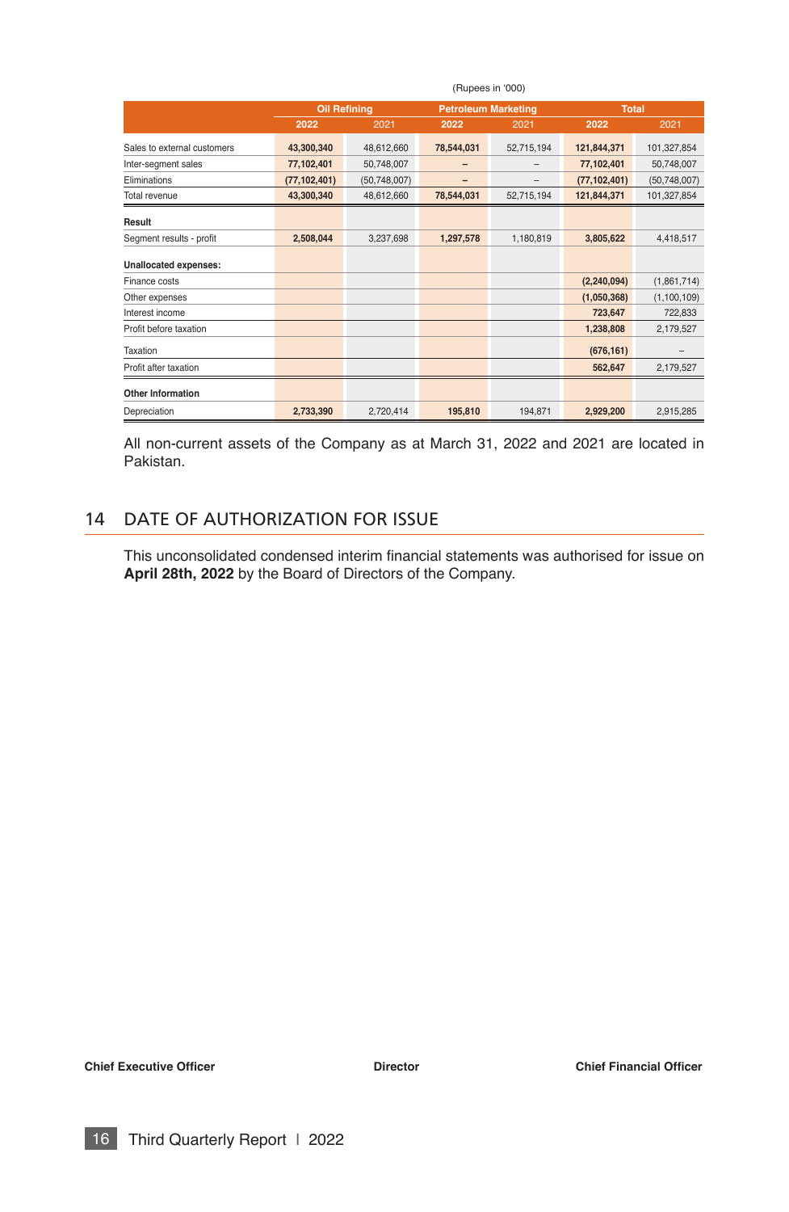(Rupees in '000)

| | Oil Refining | | Petroleum Marketing | | Total | |
|---|---|---|---|---|---|---|
| | **2022** | 2021 | **2022** | 2021 | **2022** | 2021 |
| Sales to external customers | **43,300,340** | 48,612,660 | **78,544,031** | 52,715,194 | **121,844,371** | 101,327,854 |
| Inter-segment sales | **77,102,401** | 50,748,007 | **–** | – | **77,102,401** | 50,748,007 |
| Eliminations | **(77,102,401)** | (50,748,007) | **–** | – | **(77,102,401)** | (50,748,007) |
| Total revenue | **43,300,340** | 48,612,660 | **78,544,031** | 52,715,194 | **121,844,371** | 101,327,854 |
| **Result** | | | | | | |
| Segment results - profit | **2,508,044** | 3,237,698 | **1,297,578** | 1,180,819 | **3,805,622** | 4,418,517 |
| **Unallocated expenses:** | | | | | | |
| Finance costs | | | | | **(2,240,094)** | (1,861,714) |
| Other expenses | | | | | **(1,050,368)** | (1,100,109) |
| Interest income | | | | | **723,647** | 722,833 |
| Profit before taxation | | | | | **1,238,808** | 2,179,527 |
| Taxation | | | | | **(676,161)** | – |
| Profit after taxation | | | | | **562,647** | 2,179,527 |
| **Other Information** | | | | | | |
| Depreciation | **2,733,390** | 2,720,414 | **195,810** | 194,871 | **2,929,200** | 2,915,285 |

All non-current assets of the Company as at March 31, 2022 and 2021 are located in Pakistan.

## 14 DATE OF AUTHORIZATION FOR ISSUE

This unconsolidated condensed interim financial statements was authorised for issue on **April 28th, 2022** by the Board of Directors of the Company.

**Chief Executive Officer** **Director** **Chief Financial Officer**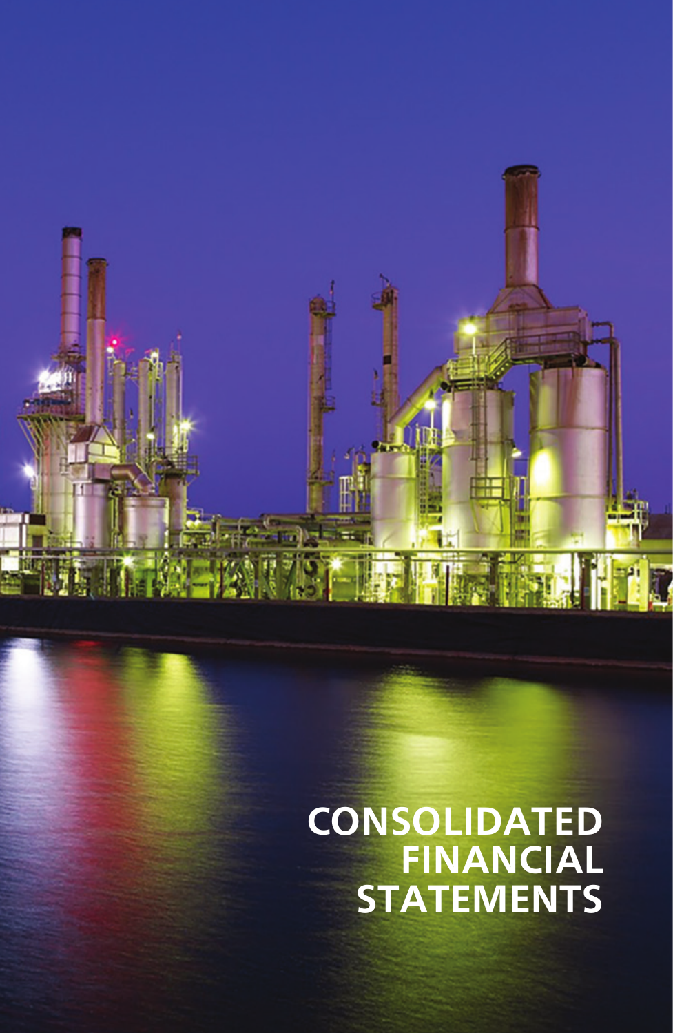# CONSOLIDATED FINANCIAL STATEMENTS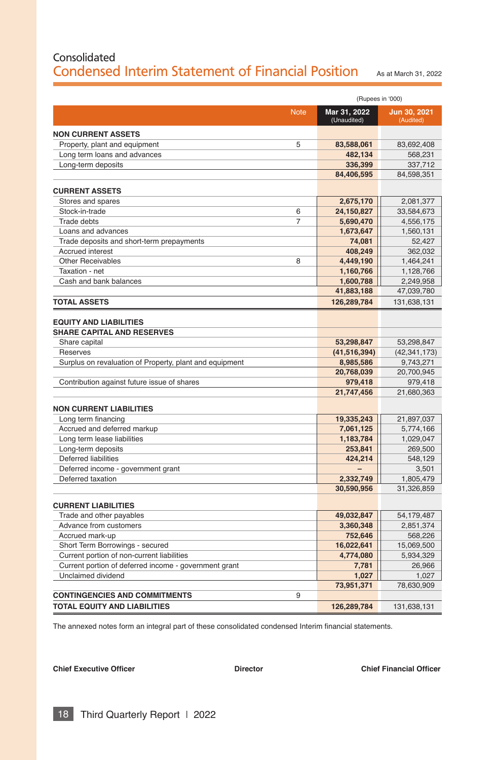# Consolidated
## Condensed Interim Statement of Financial Position

As at March 31, 2022

(Rupees in '000)

| | Note | Mar 31, 2022 (Unaudited) | Jun 30, 2021 (Audited) |
|---|---|---|---|
| **NON CURRENT ASSETS** | | | |
| Property, plant and equipment | 5 | **83,588,061** | 83,692,408 |
| Long term loans and advances | | **482,134** | 568,231 |
| Long-term deposits | | **336,399** | 337,712 |
| | | **84,406,595** | 84,598,351 |
| **CURRENT ASSETS** | | | |
| Stores and spares | | **2,675,170** | 2,081,377 |
| Stock-in-trade | 6 | **24,150,827** | 33,584,673 |
| Trade debts | 7 | **5,690,470** | 4,556,175 |
| Loans and advances | | **1,673,647** | 1,560,131 |
| Trade deposits and short-term prepayments | | **74,081** | 52,427 |
| Accrued interest | | **408,249** | 362,032 |
| Other Receivables | 8 | **4,449,190** | 1,464,241 |
| Taxation - net | | **1,160,766** | 1,128,766 |
| Cash and bank balances | | **1,600,788** | 2,249,958 |
| | | **41,883,188** | 47,039,780 |
| **TOTAL ASSETS** | | **126,289,784** | 131,638,131 |
| **EQUITY AND LIABILITIES** | | | |
| **SHARE CAPITAL AND RESERVES** | | | |
| Share capital | | **53,298,847** | 53,298,847 |
| Reserves | | **(41,516,394)** | (42,341,173) |
| Surplus on revaluation of Property, plant and equipment | | **8,985,586** | 9,743,271 |
| | | **20,768,039** | 20,700,945 |
| Contribution against future issue of shares | | **979,418** | 979,418 |
| | | **21,747,456** | 21,680,363 |
| **NON CURRENT LIABILITIES** | | | |
| Long term financing | | **19,335,243** | 21,897,037 |
| Accrued and deferred markup | | **7,061,125** | 5,774,166 |
| Long term lease liabilities | | **1,183,784** | 1,029,047 |
| Long-term deposits | | **253,841** | 269,500 |
| Deferred liabilities | | **424,214** | 548,129 |
| Deferred income - government grant | | **–** | 3,501 |
| Deferred taxation | | **2,332,749** | 1,805,479 |
| | | **30,590,956** | 31,326,859 |
| **CURRENT LIABILITIES** | | | |
| Trade and other payables | | **49,032,847** | 54,179,487 |
| Advance from customers | | **3,360,348** | 2,851,374 |
| Accrued mark-up | | **752,646** | 568,226 |
| Short Term Borrowings - secured | | **16,022,641** | 15,069,500 |
| Current portion of non-current liabilities | | **4,774,080** | 5,934,329 |
| Current portion of deferred income - government grant | | **7,781** | 26,966 |
| Unclaimed dividend | | **1,027** | 1,027 |
| | | **73,951,371** | 78,630,909 |
| **CONTINGENCIES AND COMMITMENTS** | 9 | | |
| **TOTAL EQUITY AND LIABILITIES** | | **126,289,784** | 131,638,131 |

The annexed notes form an integral part of these consolidated condensed Interim financial statements.

**Chief Executive Officer** **Director** **Chief Financial Officer**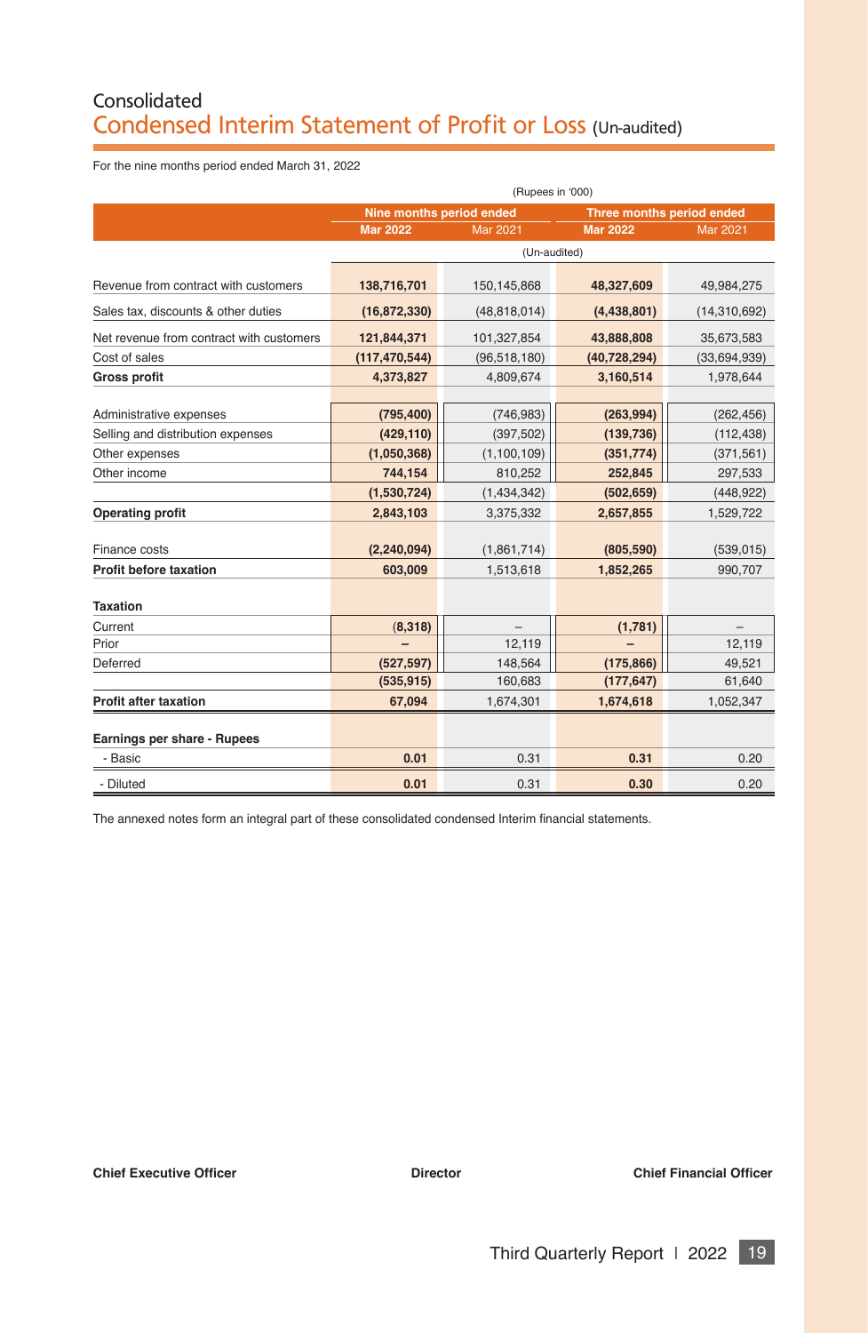# Consolidated
## Condensed Interim Statement of Profit or Loss (Un-audited)

For the nine months period ended March 31, 2022

(Rupees in '000)

| | Nine months period ended | | Three months period ended | |
|---|---|---|---|---|
| | **Mar 2022** | Mar 2021 | **Mar 2022** | Mar 2021 |
| | (Un-audited) | | | |
| Revenue from contract with customers | **138,716,701** | 150,145,868 | **48,327,609** | 49,984,275 |
| Sales tax, discounts & other duties | **(16,872,330)** | (48,818,014) | **(4,438,801)** | (14,310,692) |
| Net revenue from contract with customers | **121,844,371** | 101,327,854 | **43,888,808** | 35,673,583 |
| Cost of sales | **(117,470,544)** | (96,518,180) | **(40,728,294)** | (33,694,939) |
| **Gross profit** | **4,373,827** | 4,809,674 | **3,160,514** | 1,978,644 |
| Administrative expenses | **(795,400)** | (746,983) | **(263,994)** | (262,456) |
| Selling and distribution expenses | **(429,110)** | (397,502) | **(139,736)** | (112,438) |
| Other expenses | **(1,050,368)** | (1,100,109) | **(351,774)** | (371,561) |
| Other income | **744,154** | 810,252 | **252,845** | 297,533 |
| | **(1,530,724)** | (1,434,342) | **(502,659)** | (448,922) |
| **Operating profit** | **2,843,103** | 3,375,332 | **2,657,855** | 1,529,722 |
| Finance costs | **(2,240,094)** | (1,861,714) | **(805,590)** | (539,015) |
| **Profit before taxation** | **603,009** | 1,513,618 | **1,852,265** | 990,707 |
| **Taxation** | | | | |
| Current | **(8,318)** | – | **(1,781)** | – |
| Prior | **–** | 12,119 | **–** | 12,119 |
| Deferred | **(527,597)** | 148,564 | **(175,866)** | 49,521 |
| | **(535,915)** | 160,683 | **(177,647)** | 61,640 |
| **Profit after taxation** | **67,094** | 1,674,301 | **1,674,618** | 1,052,347 |
| **Earnings per share - Rupees** | | | | |
| - Basic | **0.01** | 0.31 | **0.31** | 0.20 |
| - Diluted | **0.01** | 0.31 | **0.30** | 0.20 |

The annexed notes form an integral part of these consolidated condensed Interim financial statements.

**Chief Executive Officer** **Director** **Chief Financial Officer**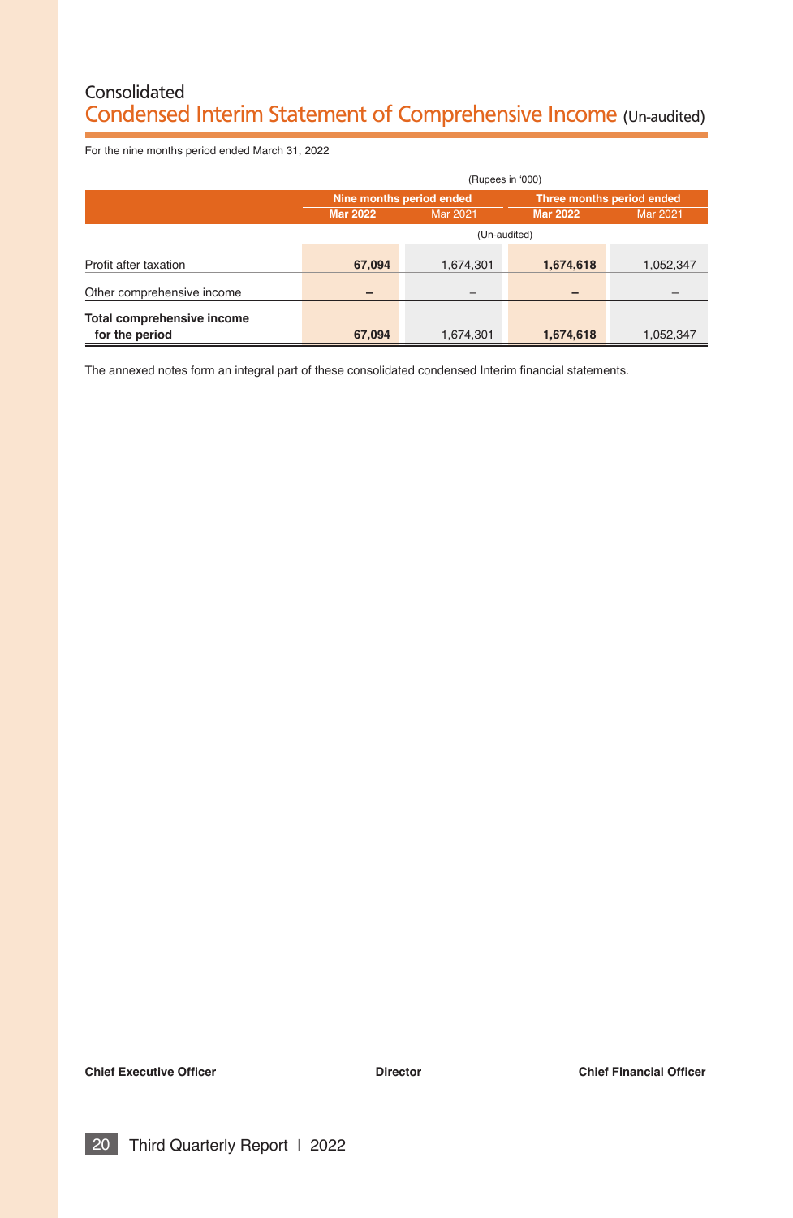Consolidated

# Condensed Interim Statement of Comprehensive Income (Un-audited)

For the nine months period ended March 31, 2022

(Rupees in '000)

| | Nine months period ended | | Three months period ended | |
|---|---|---|---|---|
| | **Mar 2022** | Mar 2021 | **Mar 2022** | Mar 2021 |
| | (Un-audited) | | | |
| Profit after taxation | **67,094** | 1,674,301 | **1,674,618** | 1,052,347 |
| Other comprehensive income | **–** | – | **–** | – |
| **Total comprehensive income for the period** | **67,094** | 1,674,301 | **1,674,618** | 1,052,347 |

The annexed notes form an integral part of these consolidated condensed Interim financial statements.

**Chief Executive Officer** | **Director** | **Chief Financial Officer**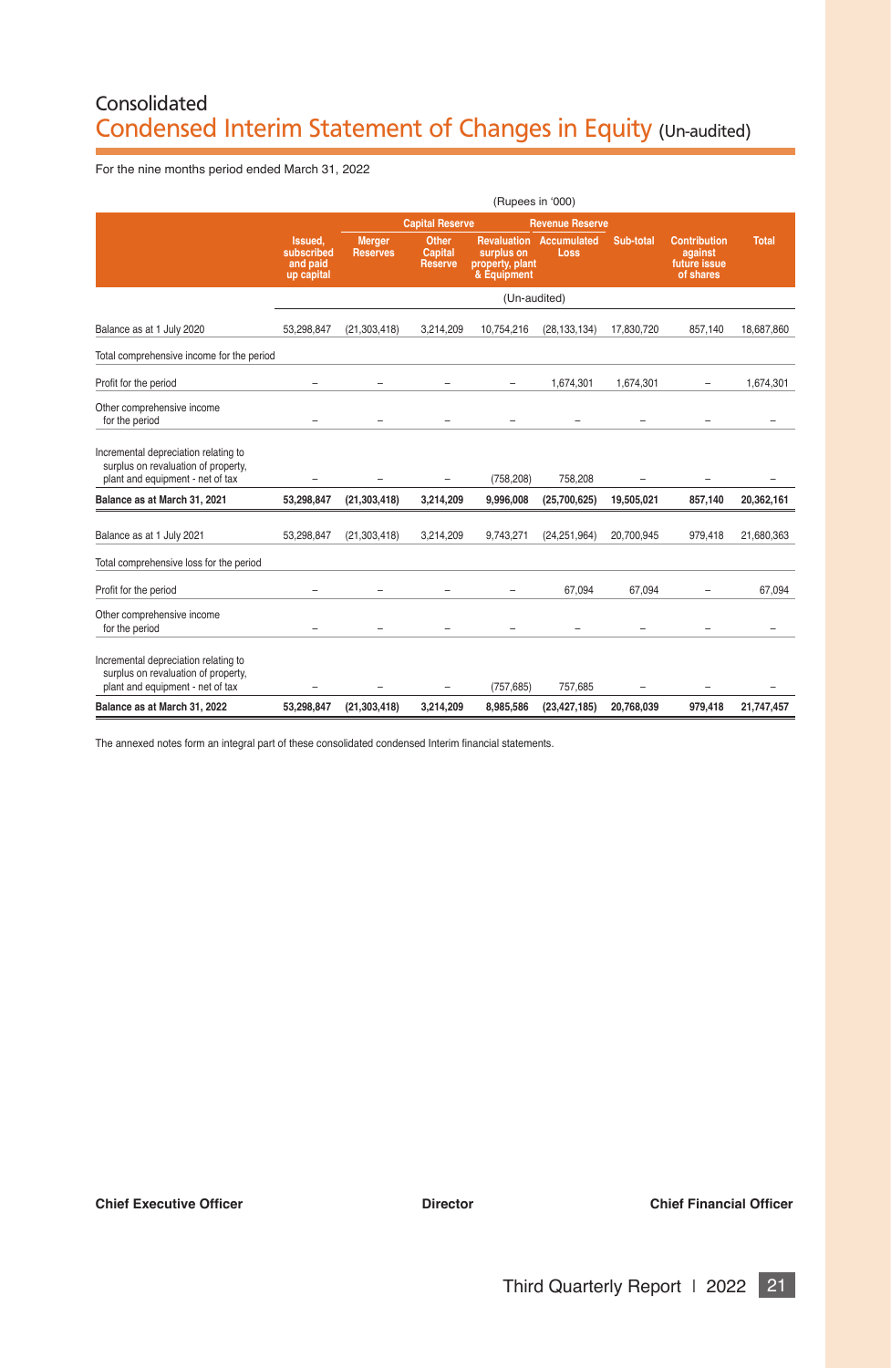Consolidated
# Condensed Interim Statement of Changes in Equity (Un-audited)

For the nine months period ended March 31, 2022

(Rupees in '000)

| | | Capital Reserve | | Revenue Reserve | | | | |
|---|---|---|---|---|---|---|---|---|
| | Issued, subscribed and paid up capital | Merger Reserves | Other Capital Reserve | Revaluation surplus on property, plant & Equipment | Accumulated Loss | Sub-total | Contribution against future issue of shares | Total |
| | (Un-audited) | | | | | | | |
| Balance as at 1 July 2020 | 53,298,847 | (21,303,418) | 3,214,209 | 10,754,216 | (28,133,134) | 17,830,720 | 857,140 | 18,687,860 |
| Total comprehensive income for the period | | | | | | | | |
| Profit for the period | – | – | – | – | 1,674,301 | 1,674,301 | – | 1,674,301 |
| Other comprehensive income for the period | – | – | – | – | – | – | – | – |
| Incremental depreciation relating to surplus on revaluation of property, plant and equipment - net of tax | – | – | – | (758,208) | 758,208 | – | – | – |
| **Balance as at March 31, 2021** | **53,298,847** | **(21,303,418)** | **3,214,209** | **9,996,008** | **(25,700,625)** | **19,505,021** | **857,140** | **20,362,161** |
| Balance as at 1 July 2021 | 53,298,847 | (21,303,418) | 3,214,209 | 9,743,271 | (24,251,964) | 20,700,945 | 979,418 | 21,680,363 |
| Total comprehensive loss for the period | | | | | | | | |
| Profit for the period | – | – | – | – | 67,094 | 67,094 | – | 67,094 |
| Other comprehensive income for the period | – | – | – | – | – | – | – | – |
| Incremental depreciation relating to surplus on revaluation of property, plant and equipment - net of tax | – | – | – | (757,685) | 757,685 | – | – | – |
| **Balance as at March 31, 2022** | **53,298,847** | **(21,303,418)** | **3,214,209** | **8,985,586** | **(23,427,185)** | **20,768,039** | **979,418** | **21,747,457** |

The annexed notes form an integral part of these consolidated condensed Interim financial statements.

**Chief Executive Officer** **Director** **Chief Financial Officer**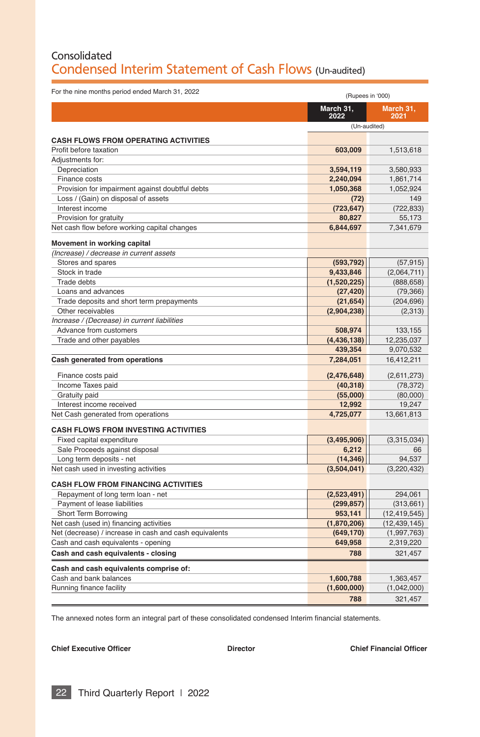Consolidated

# Condensed Interim Statement of Cash Flows (Un-audited)

For the nine months period ended March 31, 2022

(Rupees in '000)

| | March 31, 2022 | March 31, 2021 |
|---|---|---|
| | (Un-audited) | |
| **CASH FLOWS FROM OPERATING ACTIVITIES** | | |
| Profit before taxation | **603,009** | 1,513,618 |
| Adjustments for: | | |
| Depreciation | **3,594,119** | 3,580,933 |
| Finance costs | **2,240,094** | 1,861,714 |
| Provision for impairment against doubtful debts | **1,050,368** | 1,052,924 |
| Loss / (Gain) on disposal of assets | **(72)** | 149 |
| Interest income | **(723,647)** | (722,833) |
| Provision for gratuity | **80,827** | 55,173 |
| Net cash flow before working capital changes | **6,844,697** | 7,341,679 |
| **Movement in working capital** | | |
| *(Increase) / decrease in current assets* | | |
| Stores and spares | **(593,792)** | (57,915) |
| Stock in trade | **9,433,846** | (2,064,711) |
| Trade debts | **(1,520,225)** | (888,658) |
| Loans and advances | **(27,420)** | (79,366) |
| Trade deposits and short term prepayments | **(21,654)** | (204,696) |
| Other receivables | **(2,904,238)** | (2,313) |
| *Increase / (Decrease) in current liabilities* | | |
| Advance from customers | **508,974** | 133,155 |
| Trade and other payables | **(4,436,138)** | 12,235,037 |
| | **439,354** | 9,070,532 |
| **Cash generated from operations** | **7,284,051** | 16,412,211 |
| Finance costs paid | **(2,476,648)** | (2,611,273) |
| Income Taxes paid | **(40,318)** | (78,372) |
| Gratuity paid | **(55,000)** | (80,000) |
| Interest income received | **12,992** | 19,247 |
| Net Cash generated from operations | **4,725,077** | 13,661,813 |
| **CASH FLOWS FROM INVESTING ACTIVITIES** | | |
| Fixed capital expenditure | **(3,495,906)** | (3,315,034) |
| Sale Proceeds against disposal | **6,212** | 66 |
| Long term deposits - net | **(14,346)** | 94,537 |
| Net cash used in investing activities | **(3,504,041)** | (3,220,432) |
| **CASH FLOW FROM FINANCING ACTIVITIES** | | |
| Repayment of long term loan - net | **(2,523,491)** | 294,061 |
| Payment of lease liabilities | **(299,857)** | (313,661) |
| Short Term Borrowing | **953,141** | (12,419,545) |
| Net cash (used in) financing activities | **(1,870,206)** | (12,439,145) |
| Net (decrease) / increase in cash and cash equivalents | **(649,170)** | (1,997,763) |
| Cash and cash equivalents - opening | **649,958** | 2,319,220 |
| **Cash and cash equivalents - closing** | **788** | 321,457 |
| **Cash and cash equivalents comprise of:** | | |
| Cash and bank balances | **1,600,788** | 1,363,457 |
| Running finance facility | **(1,600,000)** | (1,042,000) |
| | **788** | 321,457 |

The annexed notes form an integral part of these consolidated condensed Interim financial statements.

**Chief Executive Officer** **Director** **Chief Financial Officer**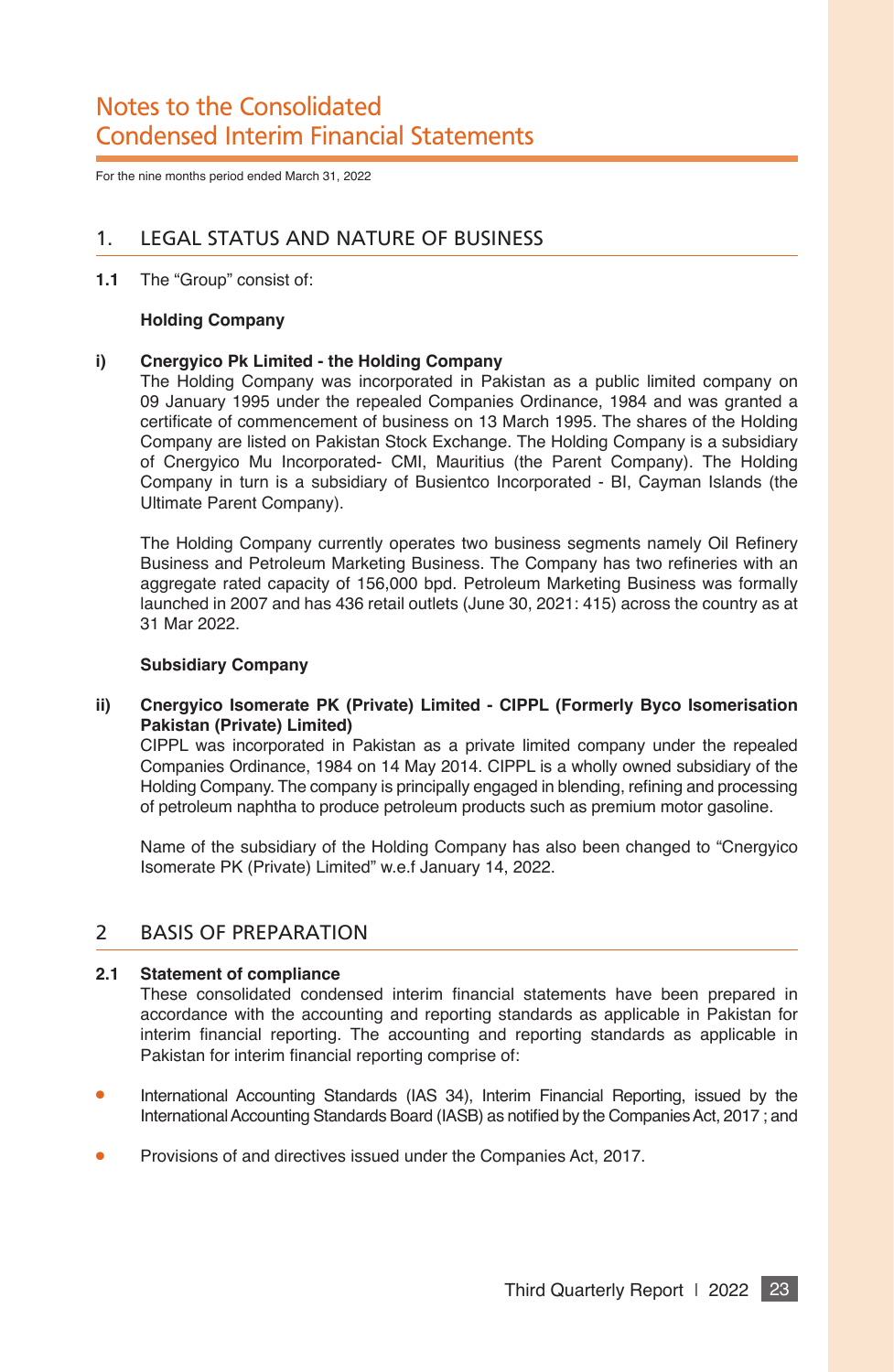# Notes to the Consolidated Condensed Interim Financial Statements

For the nine months period ended March 31, 2022

## 1. LEGAL STATUS AND NATURE OF BUSINESS

**1.1** The "Group" consist of:

**Holding Company**

**i) Cnergyico Pk Limited - the Holding Company**

The Holding Company was incorporated in Pakistan as a public limited company on 09 January 1995 under the repealed Companies Ordinance, 1984 and was granted a certificate of commencement of business on 13 March 1995. The shares of the Holding Company are listed on Pakistan Stock Exchange. The Holding Company is a subsidiary of Cnergyico Mu Incorporated- CMI, Mauritius (the Parent Company). The Holding Company in turn is a subsidiary of Busientco Incorporated - BI, Cayman Islands (the Ultimate Parent Company).

The Holding Company currently operates two business segments namely Oil Refinery Business and Petroleum Marketing Business. The Company has two refineries with an aggregate rated capacity of 156,000 bpd. Petroleum Marketing Business was formally launched in 2007 and has 436 retail outlets (June 30, 2021: 415) across the country as at 31 Mar 2022.

**Subsidiary Company**

**ii) Cnergyico Isomerate PK (Private) Limited - CIPPL (Formerly Byco Isomerisation Pakistan (Private) Limited)**

CIPPL was incorporated in Pakistan as a private limited company under the repealed Companies Ordinance, 1984 on 14 May 2014. CIPPL is a wholly owned subsidiary of the Holding Company. The company is principally engaged in blending, refining and processing of petroleum naphtha to produce petroleum products such as premium motor gasoline.

Name of the subsidiary of the Holding Company has also been changed to "Cnergyico Isomerate PK (Private) Limited" w.e.f January 14, 2022.

## 2 BASIS OF PREPARATION

**2.1 Statement of compliance**

These consolidated condensed interim financial statements have been prepared in accordance with the accounting and reporting standards as applicable in Pakistan for interim financial reporting. The accounting and reporting standards as applicable in Pakistan for interim financial reporting comprise of:

- International Accounting Standards (IAS 34), Interim Financial Reporting, issued by the International Accounting Standards Board (IASB) as notified by the Companies Act, 2017 ; and
- Provisions of and directives issued under the Companies Act, 2017.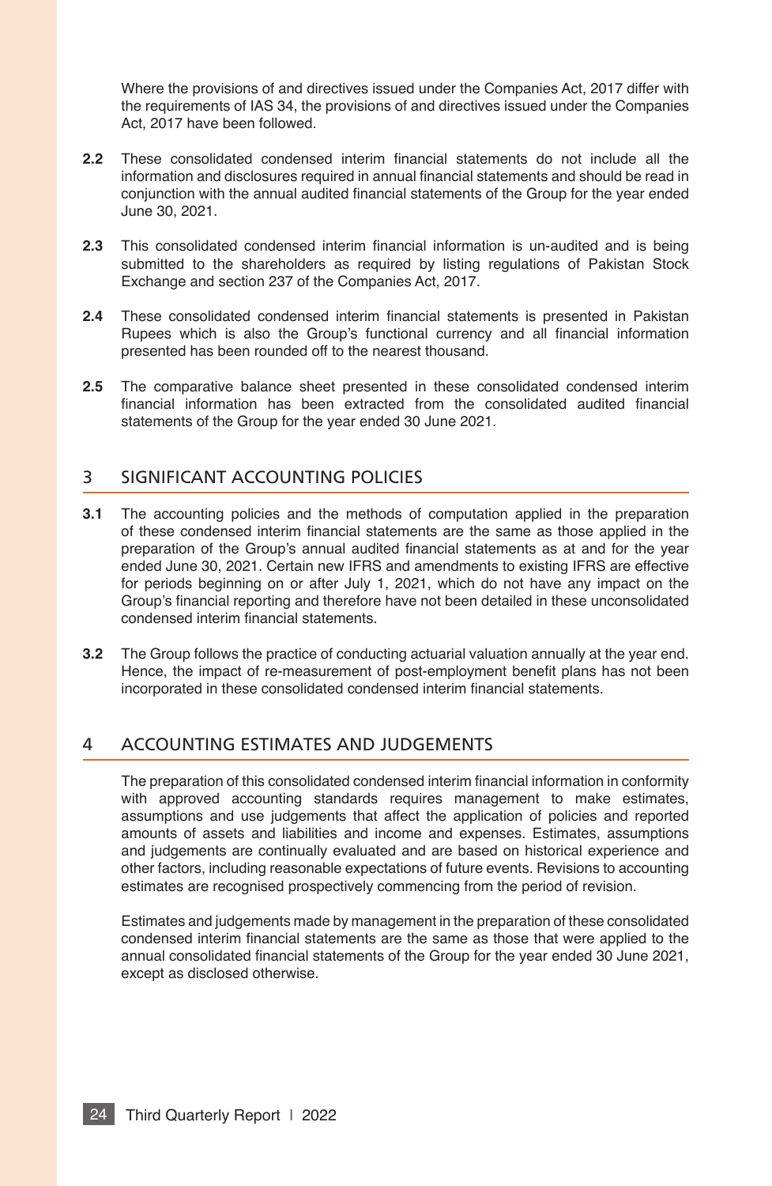Where the provisions of and directives issued under the Companies Act, 2017 differ with the requirements of IAS 34, the provisions of and directives issued under the Companies Act, 2017 have been followed.

**2.2** These consolidated condensed interim financial statements do not include all the information and disclosures required in annual financial statements and should be read in conjunction with the annual audited financial statements of the Group for the year ended June 30, 2021.

**2.3** This consolidated condensed interim financial information is un-audited and is being submitted to the shareholders as required by listing regulations of Pakistan Stock Exchange and section 237 of the Companies Act, 2017.

**2.4** These consolidated condensed interim financial statements is presented in Pakistan Rupees which is also the Group's functional currency and all financial information presented has been rounded off to the nearest thousand.

**2.5** The comparative balance sheet presented in these consolidated condensed interim financial information has been extracted from the consolidated audited financial statements of the Group for the year ended 30 June 2021.

## 3 SIGNIFICANT ACCOUNTING POLICIES

**3.1** The accounting policies and the methods of computation applied in the preparation of these condensed interim financial statements are the same as those applied in the preparation of the Group's annual audited financial statements as at and for the year ended June 30, 2021. Certain new IFRS and amendments to existing IFRS are effective for periods beginning on or after July 1, 2021, which do not have any impact on the Group's financial reporting and therefore have not been detailed in these unconsolidated condensed interim financial statements.

**3.2** The Group follows the practice of conducting actuarial valuation annually at the year end. Hence, the impact of re-measurement of post-employment benefit plans has not been incorporated in these consolidated condensed interim financial statements.

## 4 ACCOUNTING ESTIMATES AND JUDGEMENTS

The preparation of this consolidated condensed interim financial information in conformity with approved accounting standards requires management to make estimates, assumptions and use judgements that affect the application of policies and reported amounts of assets and liabilities and income and expenses. Estimates, assumptions and judgements are continually evaluated and are based on historical experience and other factors, including reasonable expectations of future events. Revisions to accounting estimates are recognised prospectively commencing from the period of revision.

Estimates and judgements made by management in the preparation of these consolidated condensed interim financial statements are the same as those that were applied to the annual consolidated financial statements of the Group for the year ended 30 June 2021, except as disclosed otherwise.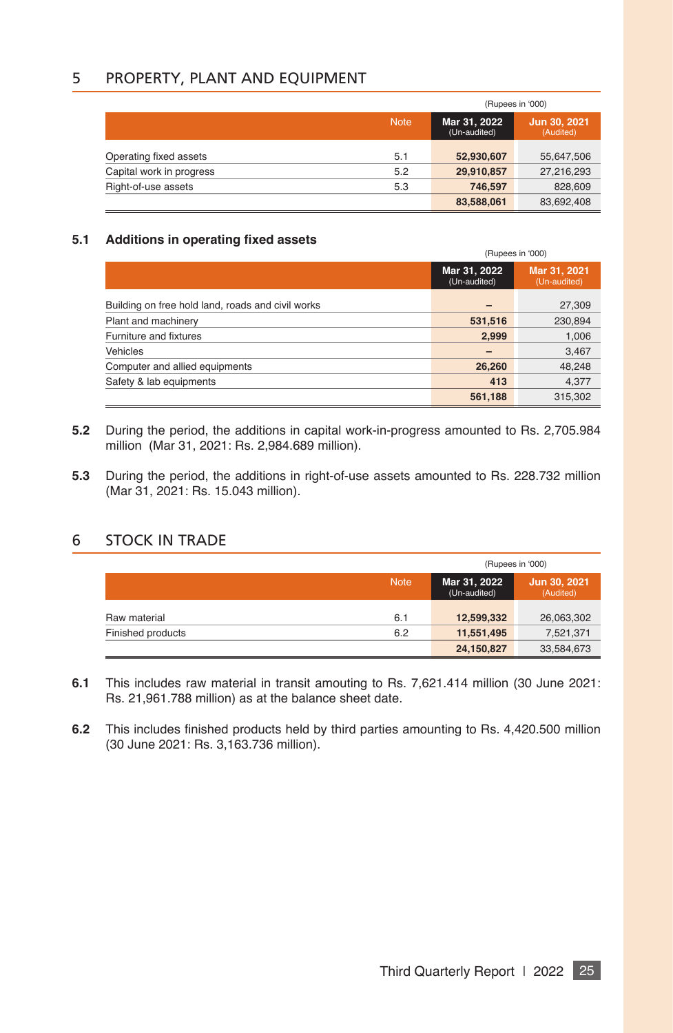## 5 PROPERTY, PLANT AND EQUIPMENT

(Rupees in '000)

| | Note | Mar 31, 2022 (Un-audited) | Jun 30, 2021 (Audited) |
|---|---|---|---|
| Operating fixed assets | 5.1 | **52,930,607** | 55,647,506 |
| Capital work in progress | 5.2 | **29,910,857** | 27,216,293 |
| Right-of-use assets | 5.3 | **746,597** | 828,609 |
| | | **83,588,061** | 83,692,408 |

### 5.1 Additions in operating fixed assets

(Rupees in '000)

| | Mar 31, 2022 (Un-audited) | Mar 31, 2021 (Un-audited) |
|---|---|---|
| Building on free hold land, roads and civil works | **–** | 27,309 |
| Plant and machinery | **531,516** | 230,894 |
| Furniture and fixtures | **2,999** | 1,006 |
| Vehicles | **–** | 3,467 |
| Computer and allied equipments | **26,260** | 48,248 |
| Safety & lab equipments | **413** | 4,377 |
| | **561,188** | 315,302 |

**5.2** During the period, the additions in capital work-in-progress amounted to Rs. 2,705.984 million (Mar 31, 2021: Rs. 2,984.689 million).

**5.3** During the period, the additions in right-of-use assets amounted to Rs. 228.732 million (Mar 31, 2021: Rs. 15.043 million).

## 6 STOCK IN TRADE

(Rupees in '000)

| | Note | Mar 31, 2022 (Un-audited) | Jun 30, 2021 (Audited) |
|---|---|---|---|
| Raw material | 6.1 | **12,599,332** | 26,063,302 |
| Finished products | 6.2 | **11,551,495** | 7,521,371 |
| | | **24,150,827** | 33,584,673 |

**6.1** This includes raw material in transit amouting to Rs. 7,621.414 million (30 June 2021: Rs. 21,961.788 million) as at the balance sheet date.

**6.2** This includes finished products held by third parties amounting to Rs. 4,420.500 million (30 June 2021: Rs. 3,163.736 million).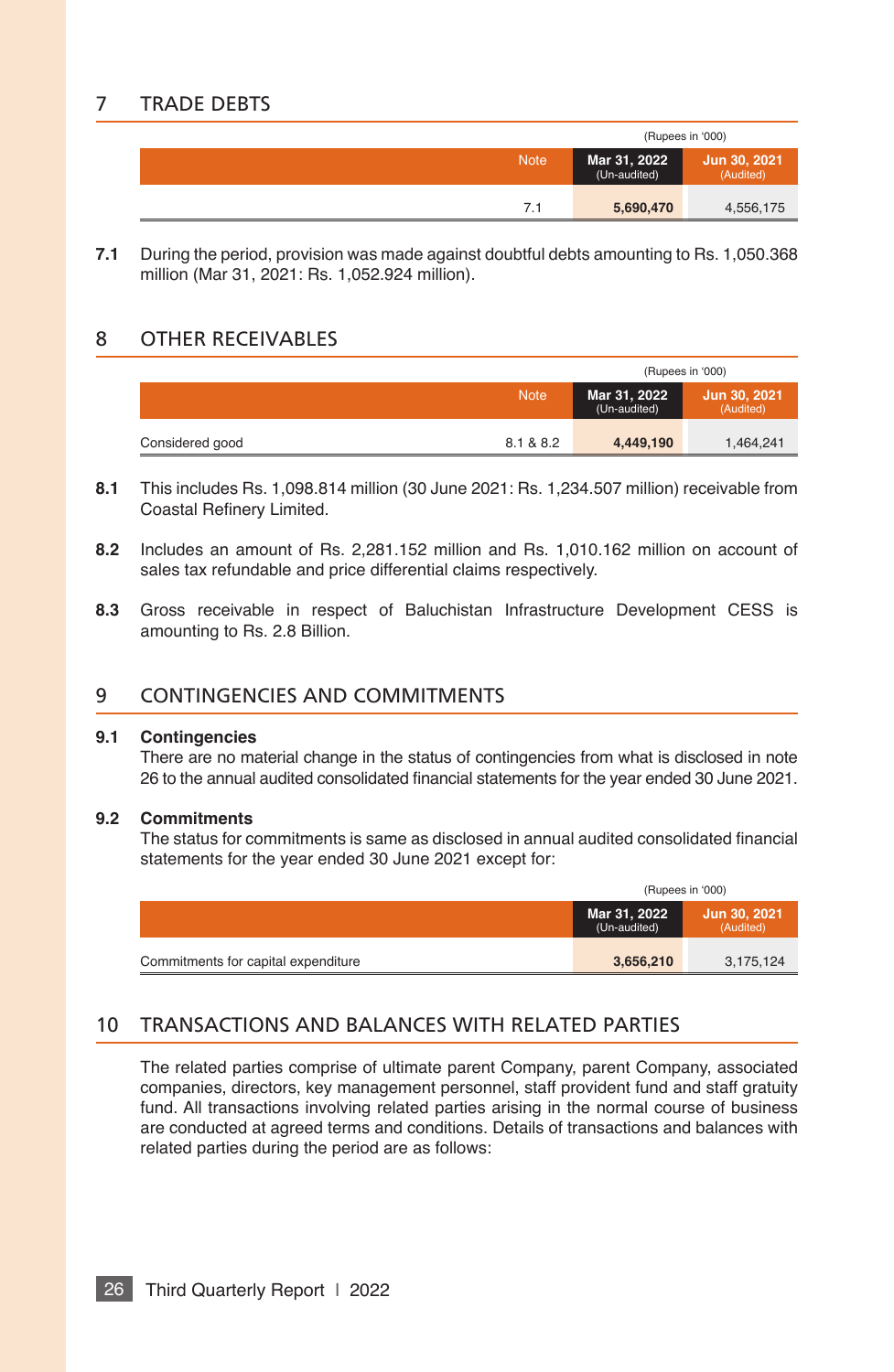## 7 TRADE DEBTS

| | Note | Mar 31, 2022 (Un-audited) | Jun 30, 2021 (Audited) |
|---|---|---|---|
| | | (Rupees in '000) | |
| | 7.1 | **5,690,470** | 4,556,175 |

**7.1** During the period, provision was made against doubtful debts amounting to Rs. 1,050.368 million (Mar 31, 2021: Rs. 1,052.924 million).

## 8 OTHER RECEIVABLES

| | Note | Mar 31, 2022 (Un-audited) | Jun 30, 2021 (Audited) |
|---|---|---|---|
| | | (Rupees in '000) | |
| Considered good | 8.1 & 8.2 | **4,449,190** | 1,464,241 |

**8.1** This includes Rs. 1,098.814 million (30 June 2021: Rs. 1,234.507 million) receivable from Coastal Refinery Limited.

**8.2** Includes an amount of Rs. 2,281.152 million and Rs. 1,010.162 million on account of sales tax refundable and price differential claims respectively.

**8.3** Gross receivable in respect of Baluchistan Infrastructure Development CESS is amounting to Rs. 2.8 Billion.

## 9 CONTINGENCIES AND COMMITMENTS

**9.1 Contingencies**

There are no material change in the status of contingencies from what is disclosed in note 26 to the annual audited consolidated financial statements for the year ended 30 June 2021.

**9.2 Commitments**

The status for commitments is same as disclosed in annual audited consolidated financial statements for the year ended 30 June 2021 except for:

| | Mar 31, 2022 (Un-audited) | Jun 30, 2021 (Audited) |
|---|---|---|
| | (Rupees in '000) | |
| Commitments for capital expenditure | **3,656,210** | 3,175,124 |

## 10 TRANSACTIONS AND BALANCES WITH RELATED PARTIES

The related parties comprise of ultimate parent Company, parent Company, associated companies, directors, key management personnel, staff provident fund and staff gratuity fund. All transactions involving related parties arising in the normal course of business are conducted at agreed terms and conditions. Details of transactions and balances with related parties during the period are as follows: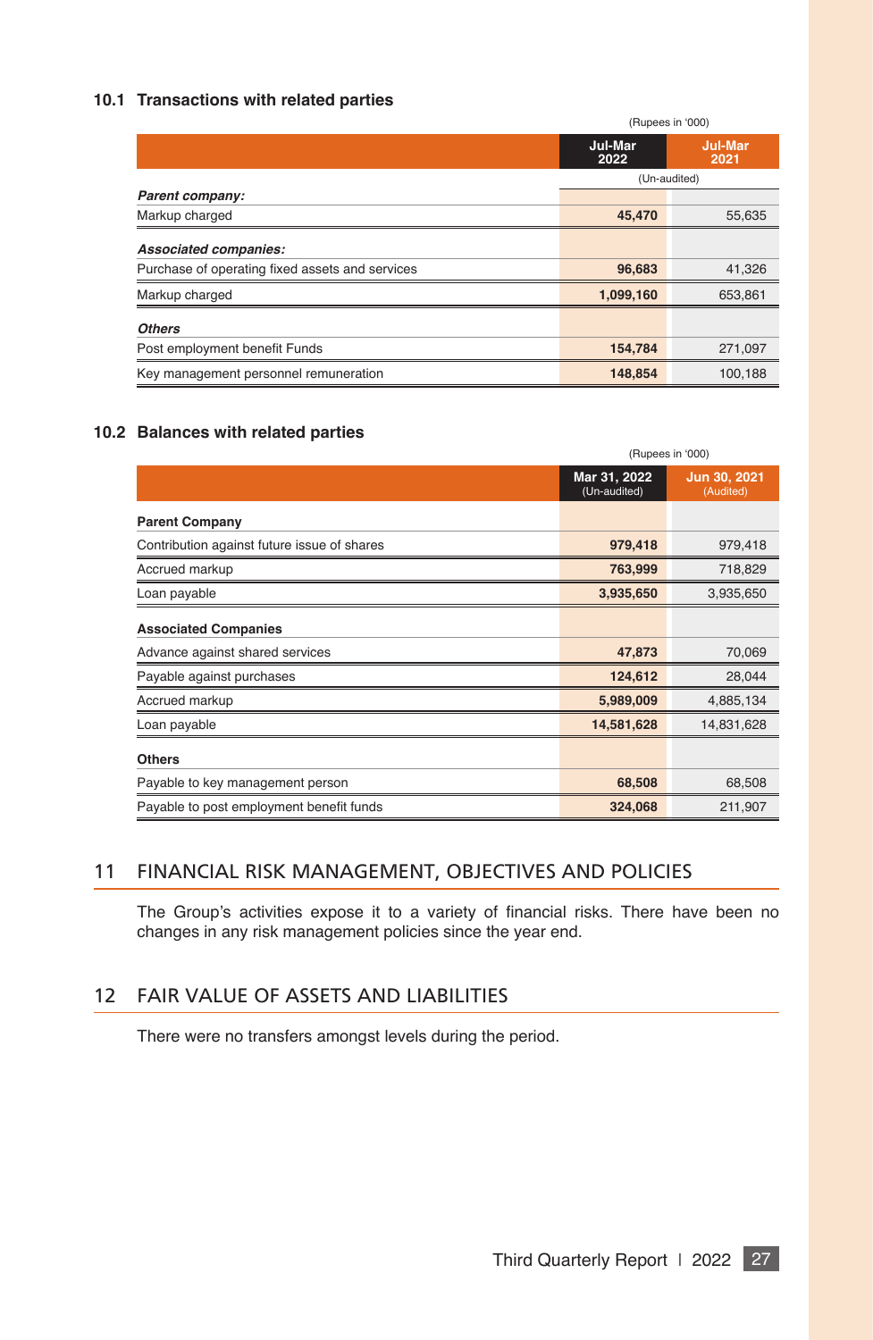### 10.1 Transactions with related parties

(Rupees in '000)

| | Jul-Mar 2022 | Jul-Mar 2021 |
|---|---|---|
| | (Un-audited) | |
| ***Parent company:*** | | |
| Markup charged | **45,470** | 55,635 |
| ***Associated companies:*** | | |
| Purchase of operating fixed assets and services | **96,683** | 41,326 |
| Markup charged | **1,099,160** | 653,861 |
| ***Others*** | | |
| Post employment benefit Funds | **154,784** | 271,097 |
| Key management personnel remuneration | **148,854** | 100,188 |

### 10.2 Balances with related parties

(Rupees in '000)

| | Mar 31, 2022 (Un-audited) | Jun 30, 2021 (Audited) |
|---|---|---|
| **Parent Company** | | |
| Contribution against future issue of shares | **979,418** | 979,418 |
| Accrued markup | **763,999** | 718,829 |
| Loan payable | **3,935,650** | 3,935,650 |
| **Associated Companies** | | |
| Advance against shared services | **47,873** | 70,069 |
| Payable against purchases | **124,612** | 28,044 |
| Accrued markup | **5,989,009** | 4,885,134 |
| Loan payable | **14,581,628** | 14,831,628 |
| **Others** | | |
| Payable to key management person | **68,508** | 68,508 |
| Payable to post employment benefit funds | **324,068** | 211,907 |

## 11 FINANCIAL RISK MANAGEMENT, OBJECTIVES AND POLICIES

The Group's activities expose it to a variety of financial risks. There have been no changes in any risk management policies since the year end.

## 12 FAIR VALUE OF ASSETS AND LIABILITIES

There were no transfers amongst levels during the period.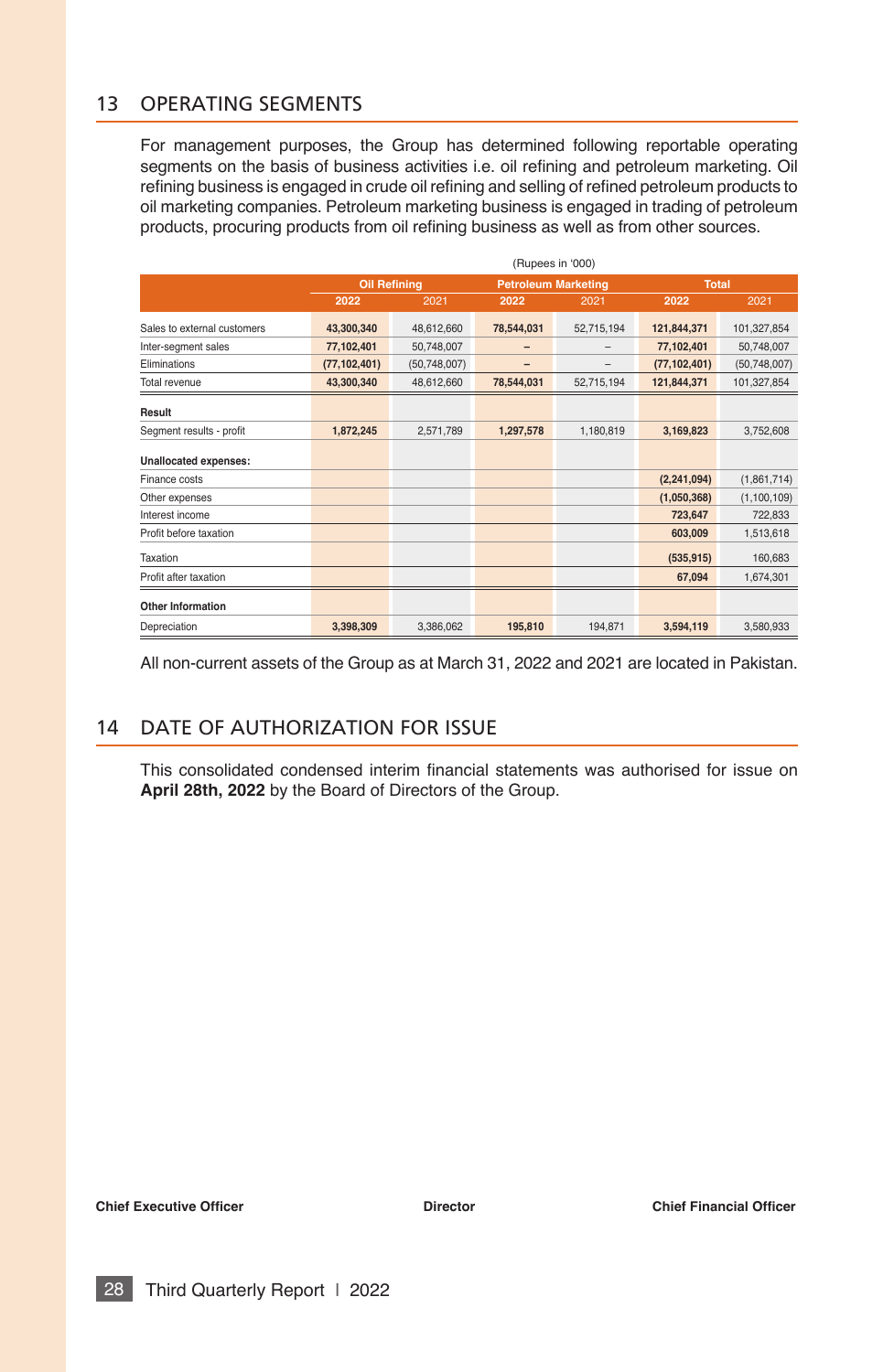## 13 OPERATING SEGMENTS

For management purposes, the Group has determined following reportable operating segments on the basis of business activities i.e. oil refining and petroleum marketing. Oil refining business is engaged in crude oil refining and selling of refined petroleum products to oil marketing companies. Petroleum marketing business is engaged in trading of petroleum products, procuring products from oil refining business as well as from other sources.

(Rupees in '000)

| | Oil Refining | | Petroleum Marketing | | Total | |
|---|---|---|---|---|---|---|
| | **2022** | 2021 | **2022** | 2021 | **2022** | 2021 |
| Sales to external customers | **43,300,340** | 48,612,660 | **78,544,031** | 52,715,194 | **121,844,371** | 101,327,854 |
| Inter-segment sales | **77,102,401** | 50,748,007 | **–** | – | **77,102,401** | 50,748,007 |
| Eliminations | **(77,102,401)** | (50,748,007) | **–** | – | **(77,102,401)** | (50,748,007) |
| Total revenue | **43,300,340** | 48,612,660 | **78,544,031** | 52,715,194 | **121,844,371** | 101,327,854 |
| **Result** | | | | | | |
| Segment results - profit | **1,872,245** | 2,571,789 | **1,297,578** | 1,180,819 | **3,169,823** | 3,752,608 |
| **Unallocated expenses:** | | | | | | |
| Finance costs | | | | | **(2,241,094)** | (1,861,714) |
| Other expenses | | | | | **(1,050,368)** | (1,100,109) |
| Interest income | | | | | **723,647** | 722,833 |
| Profit before taxation | | | | | **603,009** | 1,513,618 |
| Taxation | | | | | **(535,915)** | 160,683 |
| Profit after taxation | | | | | **67,094** | 1,674,301 |
| **Other Information** | | | | | | |
| Depreciation | **3,398,309** | 3,386,062 | **195,810** | 194,871 | **3,594,119** | 3,580,933 |

All non-current assets of the Group as at March 31, 2022 and 2021 are located in Pakistan.

## 14 DATE OF AUTHORIZATION FOR ISSUE

This consolidated condensed interim financial statements was authorised for issue on **April 28th, 2022** by the Board of Directors of the Group.

**Chief Executive Officer** **Director** **Chief Financial Officer**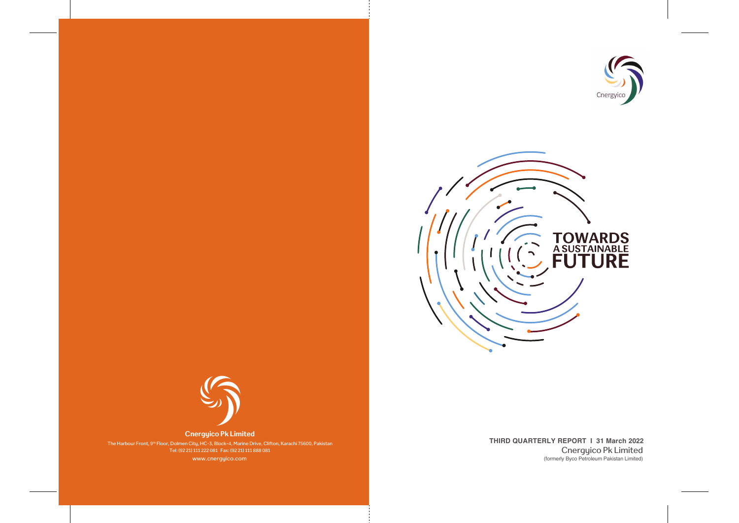Cnergyico

TOWARDS
A SUSTAINABLE
FUTURE

**THIRD QUARTERLY REPORT I 31 March 2022**

Cnergyico Pk Limited

(formerly Byco Petroleum Pakistan Limited)

**Cnergyico Pk Limited**

The Harbour Front, 9th Floor, Dolmen City, HC-3, Block-4, Marine Drive, Clifton, Karachi 75600, Pakistan

Tel: (92 21) 111 222 081 Fax: (92 21) 111 888 081

www.cnergyico.com